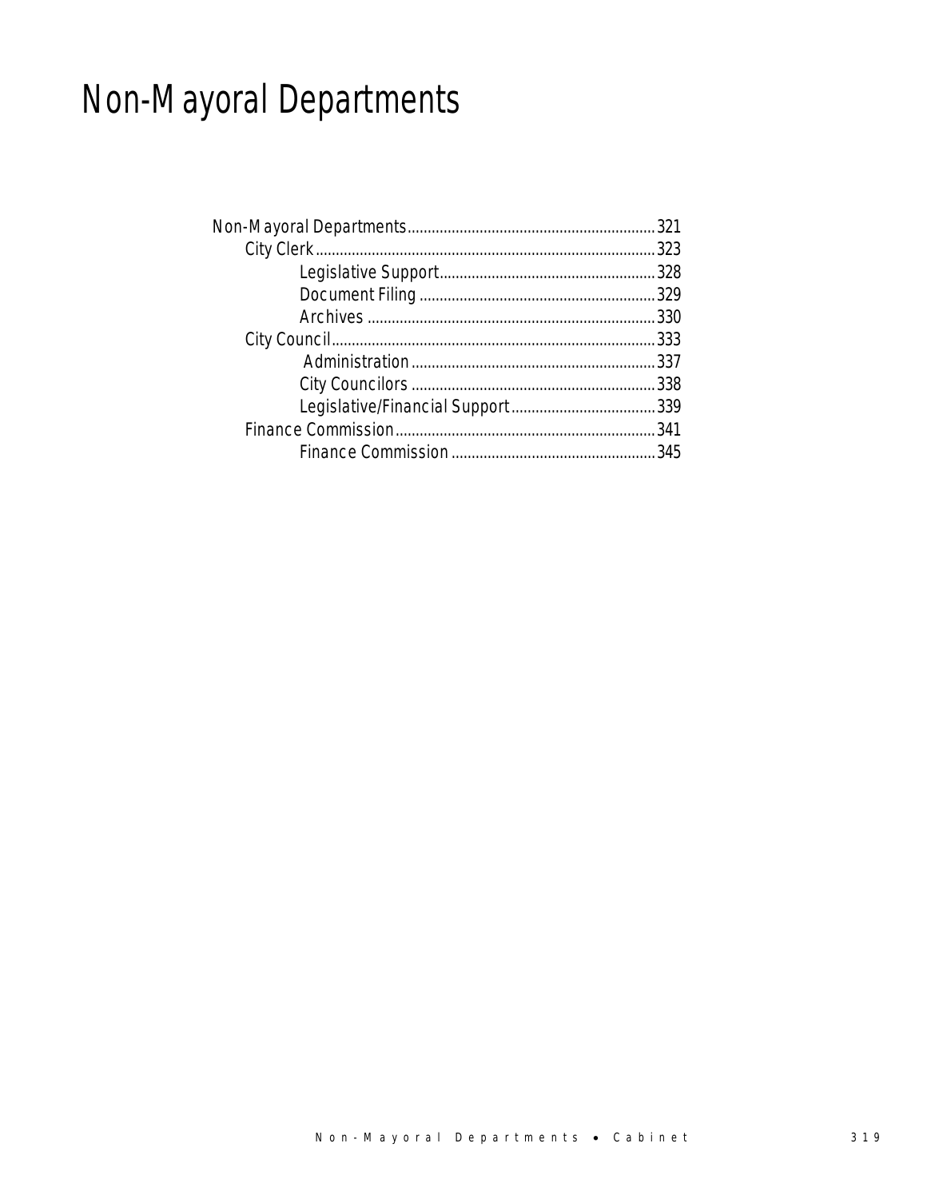# Non-Mayoral Departments

- Non-Mayoral Departments ........ 321
  - City Clerk ........ 323
    - Legislative Support ........ 328
    - Document Filing ........ 329
    - Archives ........ 330
  - City Council ........ 333
    - Administration ........ 337
    - City Councilors ........ 338
    - Legislative/Financial Support ........ 339
  - Finance Commission ........ 341
    - Finance Commission ........ 345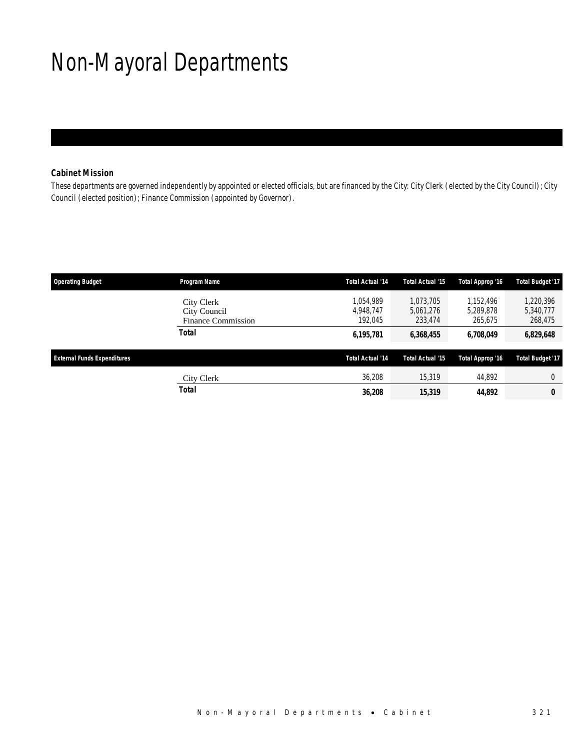# Non-Mayoral Departments

### Cabinet Mission

*These departments are governed independently by appointed or elected officials, but are financed by the City: City Clerk (elected by the City Council); City Council (elected position); Finance Commission (appointed by Governor).*

| Operating Budget | Program Name | Total Actual '14 | Total Actual '15 | Total Approp '16 | Total Budget '17 |
|---|---|---|---|---|---|
| | City Clerk | 1,054,989 | 1,073,705 | 1,152,496 | 1,220,396 |
| | City Council | 4,948,747 | 5,061,276 | 5,289,878 | 5,340,777 |
| | Finance Commission | 192,045 | 233,474 | 265,675 | 268,475 |
| | **Total** | **6,195,781** | **6,368,455** | **6,708,049** | **6,829,648** |

| External Funds Expenditures | | Total Actual '14 | Total Actual '15 | Total Approp '16 | Total Budget '17 |
|---|---|---|---|---|---|
| | City Clerk | 36,208 | 15,319 | 44,892 | 0 |
| | **Total** | **36,208** | **15,319** | **44,892** | **0** |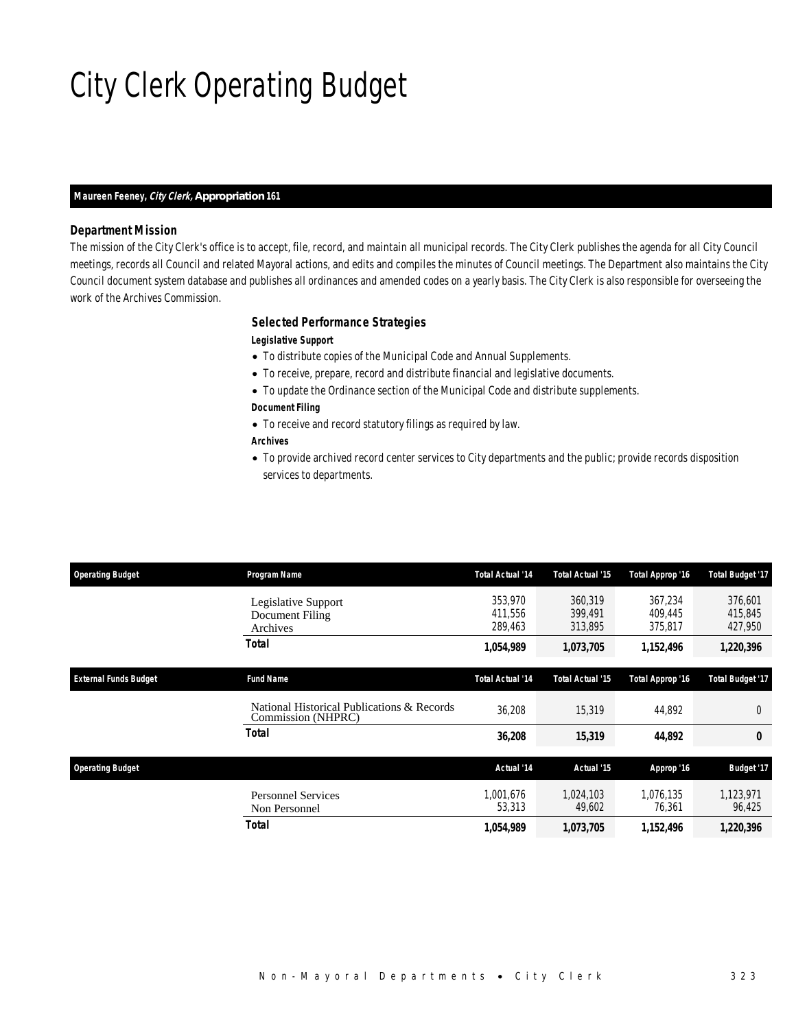# City Clerk Operating Budget

**Maureen Feeney, *City Clerk,* Appropriation 161**

### Department Mission

The mission of the City Clerk's office is to accept, file, record, and maintain all municipal records. The City Clerk publishes the agenda for all City Council meetings, records all Council and related Mayoral actions, and edits and compiles the minutes of Council meetings. The Department also maintains the City Council document system database and publishes all ordinances and amended codes on a yearly basis. The City Clerk is also responsible for overseeing the work of the Archives Commission.

### Selected Performance Strategies

**Legislative Support**

- To distribute copies of the Municipal Code and Annual Supplements.
- To receive, prepare, record and distribute financial and legislative documents.
- To update the Ordinance section of the Municipal Code and distribute supplements.

**Document Filing**

- To receive and record statutory filings as required by law.

**Archives**

- To provide archived record center services to City departments and the public; provide records disposition services to departments.

| Operating Budget | Program Name | Total Actual '14 | Total Actual '15 | Total Approp '16 | Total Budget '17 |
|---|---|---|---|---|---|
| | Legislative Support | 353,970 | 360,319 | 367,234 | 376,601 |
| | Document Filing | 411,556 | 399,491 | 409,445 | 415,845 |
| | Archives | 289,463 | 313,895 | 375,817 | 427,950 |
| | **Total** | **1,054,989** | **1,073,705** | **1,152,496** | **1,220,396** |

| External Funds Budget | Fund Name | Total Actual '14 | Total Actual '15 | Total Approp '16 | Total Budget '17 |
|---|---|---|---|---|---|
| | National Historical Publications & Records Commission (NHPRC) | 36,208 | 15,319 | 44,892 | 0 |
| | **Total** | **36,208** | **15,319** | **44,892** | **0** |

| Operating Budget | | Actual '14 | Actual '15 | Approp '16 | Budget '17 |
|---|---|---|---|---|---|
| | Personnel Services | 1,001,676 | 1,024,103 | 1,076,135 | 1,123,971 |
| | Non Personnel | 53,313 | 49,602 | 76,361 | 96,425 |
| | **Total** | **1,054,989** | **1,073,705** | **1,152,496** | **1,220,396** |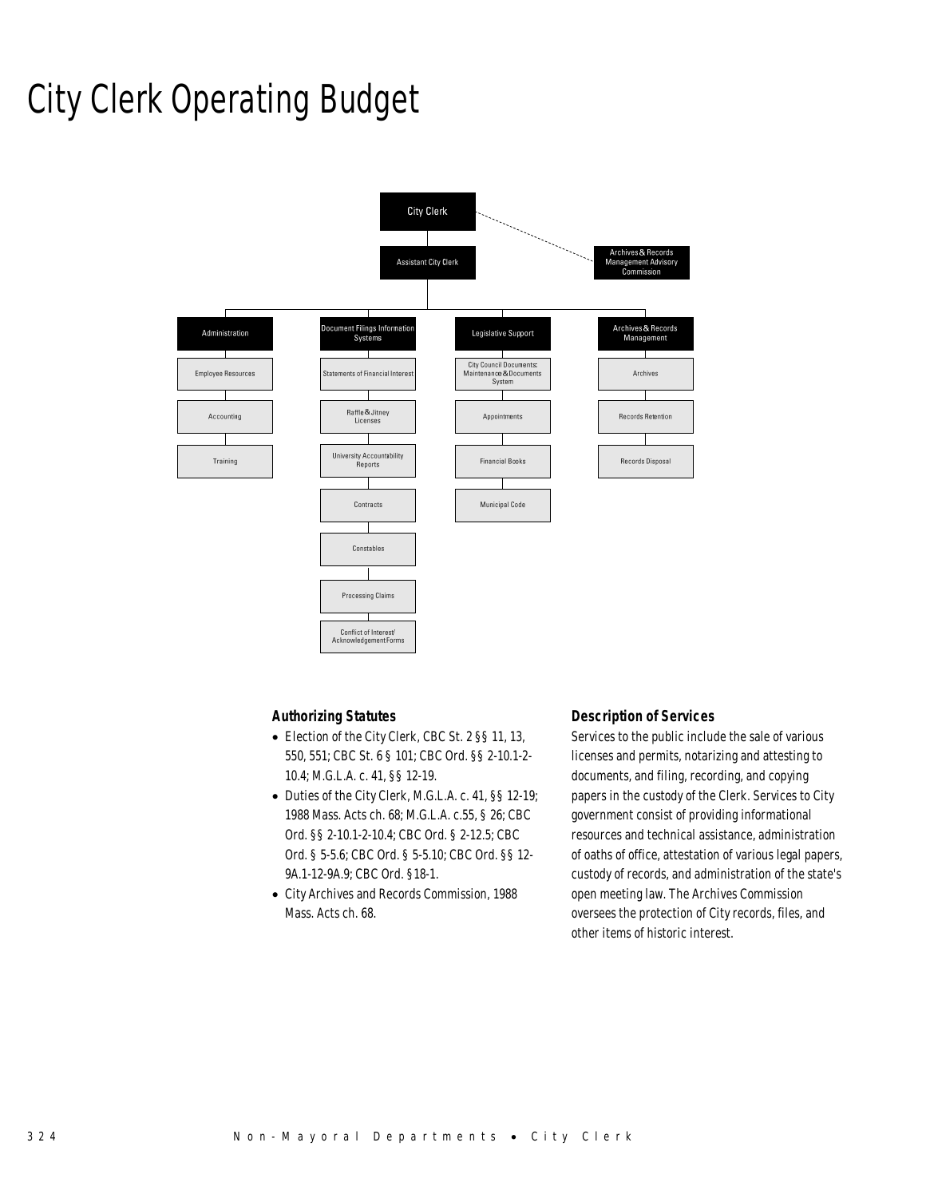# City Clerk Operating Budget

City Clerk

Archives & Records Management Advisory Commission

Assistant City Clerk

Administration
- Employee Resources
- Accounting
- Training

Document Filings Information Systems
- Statements of Financial Interest
- Raffle & Jitney Licenses
- University Accountability Reports
- Contracts
- Constables
- Processing Claims
- Conflict of Interest/ Acknowledgement Forms

Legislative Support
- City Council Documents: Maintenance & Documents System
- Appointments
- Financial Books
- Municipal Code

Archives & Records Management
- Archives
- Records Retention
- Records Disposal

### Authorizing Statutes

- Election of the City Clerk, CBC St. 2 §§ 11, 13, 550, 551; CBC St. 6 § 101; CBC Ord. §§ 2-10.1-2-10.4; M.G.L.A. c. 41, §§ 12-19.
- Duties of the City Clerk, M.G.L.A. c. 41, §§ 12-19; 1988 Mass. Acts ch. 68; M.G.L.A. c.55, § 26; CBC Ord. §§ 2-10.1-2-10.4; CBC Ord. § 2-12.5; CBC Ord. § 5-5.6; CBC Ord. § 5-5.10; CBC Ord. §§ 12-9A.1-12-9A.9; CBC Ord. §18-1.
- City Archives and Records Commission, 1988 Mass. Acts ch. 68.

### Description of Services

Services to the public include the sale of various licenses and permits, notarizing and attesting to documents, and filing, recording, and copying papers in the custody of the Clerk. Services to City government consist of providing informational resources and technical assistance, administration of oaths of office, attestation of various legal papers, custody of records, and administration of the state's open meeting law. The Archives Commission oversees the protection of City records, files, and other items of historic interest.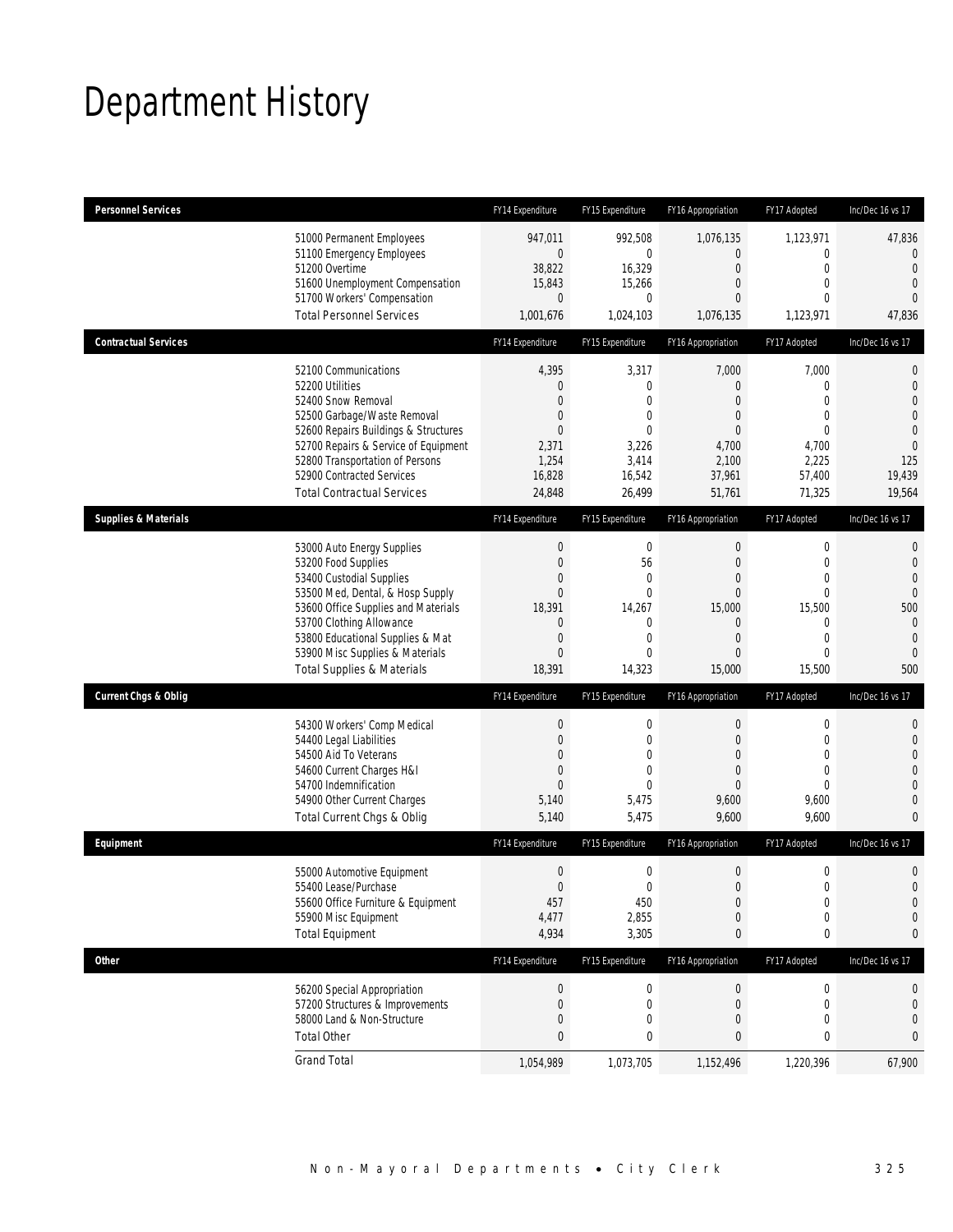# Department History

| Personnel Services | FY14 Expenditure | FY15 Expenditure | FY16 Appropriation | FY17 Adopted | Inc/Dec 16 vs 17 |
|---|---|---|---|---|---|
| 51000 Permanent Employees | 947,011 | 992,508 | 1,076,135 | 1,123,971 | 47,836 |
| 51100 Emergency Employees | 0 | 0 | 0 | 0 | 0 |
| 51200 Overtime | 38,822 | 16,329 | 0 | 0 | 0 |
| 51600 Unemployment Compensation | 15,843 | 15,266 | 0 | 0 | 0 |
| 51700 Workers' Compensation | 0 | 0 | 0 | 0 | 0 |
| Total Personnel Services | 1,001,676 | 1,024,103 | 1,076,135 | 1,123,971 | 47,836 |

| Contractual Services | FY14 Expenditure | FY15 Expenditure | FY16 Appropriation | FY17 Adopted | Inc/Dec 16 vs 17 |
|---|---|---|---|---|---|
| 52100 Communications | 4,395 | 3,317 | 7,000 | 7,000 | 0 |
| 52200 Utilities | 0 | 0 | 0 | 0 | 0 |
| 52400 Snow Removal | 0 | 0 | 0 | 0 | 0 |
| 52500 Garbage/Waste Removal | 0 | 0 | 0 | 0 | 0 |
| 52600 Repairs Buildings & Structures | 0 | 0 | 0 | 0 | 0 |
| 52700 Repairs & Service of Equipment | 2,371 | 3,226 | 4,700 | 4,700 | 0 |
| 52800 Transportation of Persons | 1,254 | 3,414 | 2,100 | 2,225 | 125 |
| 52900 Contracted Services | 16,828 | 16,542 | 37,961 | 57,400 | 19,439 |
| Total Contractual Services | 24,848 | 26,499 | 51,761 | 71,325 | 19,564 |

| Supplies & Materials | FY14 Expenditure | FY15 Expenditure | FY16 Appropriation | FY17 Adopted | Inc/Dec 16 vs 17 |
|---|---|---|---|---|---|
| 53000 Auto Energy Supplies | 0 | 0 | 0 | 0 | 0 |
| 53200 Food Supplies | 0 | 56 | 0 | 0 | 0 |
| 53400 Custodial Supplies | 0 | 0 | 0 | 0 | 0 |
| 53500 Med, Dental, & Hosp Supply | 0 | 0 | 0 | 0 | 0 |
| 53600 Office Supplies and Materials | 18,391 | 14,267 | 15,000 | 15,500 | 500 |
| 53700 Clothing Allowance | 0 | 0 | 0 | 0 | 0 |
| 53800 Educational Supplies & Mat | 0 | 0 | 0 | 0 | 0 |
| 53900 Misc Supplies & Materials | 0 | 0 | 0 | 0 | 0 |
| Total Supplies & Materials | 18,391 | 14,323 | 15,000 | 15,500 | 500 |

| Current Chgs & Oblig | FY14 Expenditure | FY15 Expenditure | FY16 Appropriation | FY17 Adopted | Inc/Dec 16 vs 17 |
|---|---|---|---|---|---|
| 54300 Workers' Comp Medical | 0 | 0 | 0 | 0 | 0 |
| 54400 Legal Liabilities | 0 | 0 | 0 | 0 | 0 |
| 54500 Aid To Veterans | 0 | 0 | 0 | 0 | 0 |
| 54600 Current Charges H&I | 0 | 0 | 0 | 0 | 0 |
| 54700 Indemnification | 0 | 0 | 0 | 0 | 0 |
| 54900 Other Current Charges | 5,140 | 5,475 | 9,600 | 9,600 | 0 |
| Total Current Chgs & Oblig | 5,140 | 5,475 | 9,600 | 9,600 | 0 |

| Equipment | FY14 Expenditure | FY15 Expenditure | FY16 Appropriation | FY17 Adopted | Inc/Dec 16 vs 17 |
|---|---|---|---|---|---|
| 55000 Automotive Equipment | 0 | 0 | 0 | 0 | 0 |
| 55400 Lease/Purchase | 0 | 0 | 0 | 0 | 0 |
| 55600 Office Furniture & Equipment | 457 | 450 | 0 | 0 | 0 |
| 55900 Misc Equipment | 4,477 | 2,855 | 0 | 0 | 0 |
| Total Equipment | 4,934 | 3,305 | 0 | 0 | 0 |

| Other | FY14 Expenditure | FY15 Expenditure | FY16 Appropriation | FY17 Adopted | Inc/Dec 16 vs 17 |
|---|---|---|---|---|---|
| 56200 Special Appropriation | 0 | 0 | 0 | 0 | 0 |
| 57200 Structures & Improvements | 0 | 0 | 0 | 0 | 0 |
| 58000 Land & Non-Structure | 0 | 0 | 0 | 0 | 0 |
| Total Other | 0 | 0 | 0 | 0 | 0 |
| Grand Total | 1,054,989 | 1,073,705 | 1,152,496 | 1,220,396 | 67,900 |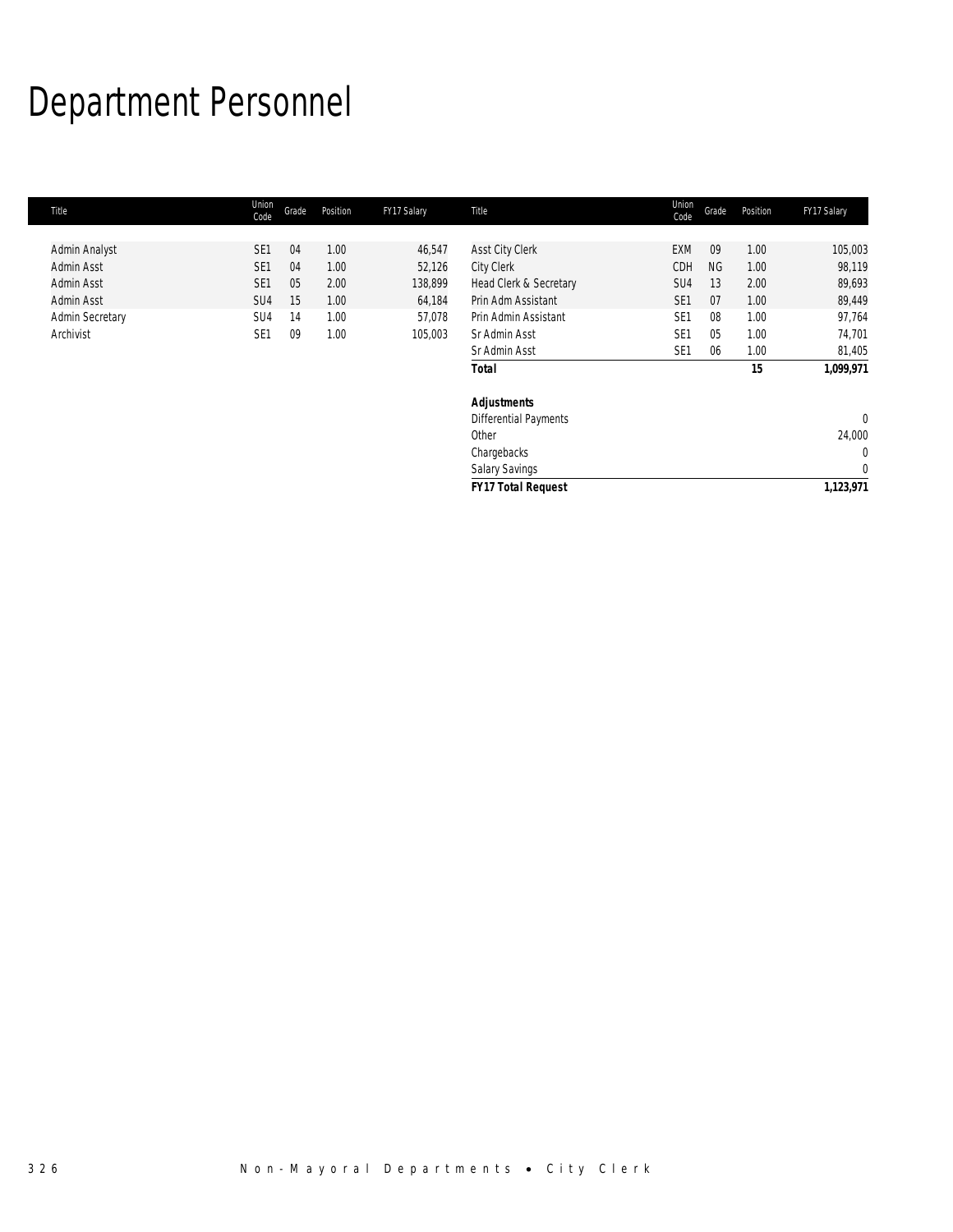# Department Personnel

| Title | Union Code | Grade | Position | FY17 Salary | Title | Union Code | Grade | Position | FY17 Salary |
|---|---|---|---|---|---|---|---|---|---|
| Admin Analyst | SE1 | 04 | 1.00 | 46,547 | Asst City Clerk | EXM | 09 | 1.00 | 105,003 |
| Admin Asst | SE1 | 04 | 1.00 | 52,126 | City Clerk | CDH | NG | 1.00 | 98,119 |
| Admin Asst | SE1 | 05 | 2.00 | 138,899 | Head Clerk & Secretary | SU4 | 13 | 2.00 | 89,693 |
| Admin Asst | SU4 | 15 | 1.00 | 64,184 | Prin Adm Assistant | SE1 | 07 | 1.00 | 89,449 |
| Admin Secretary | SU4 | 14 | 1.00 | 57,078 | Prin Admin Assistant | SE1 | 08 | 1.00 | 97,764 |
| Archivist | SE1 | 09 | 1.00 | 105,003 | Sr Admin Asst | SE1 | 05 | 1.00 | 74,701 |
| | | | | | Sr Admin Asst | SE1 | 06 | 1.00 | 81,405 |
| | | | | | **Total** | | | **15** | **1,099,971** |
| | | | | | | | | | |
| | | | | | ***Adjustments*** | | | | |
| | | | | | Differential Payments | | | | 0 |
| | | | | | Other | | | | 24,000 |
| | | | | | Chargebacks | | | | 0 |
| | | | | | Salary Savings | | | | 0 |
| | | | | | ***FY17 Total Request*** | | | | ***1,123,971*** |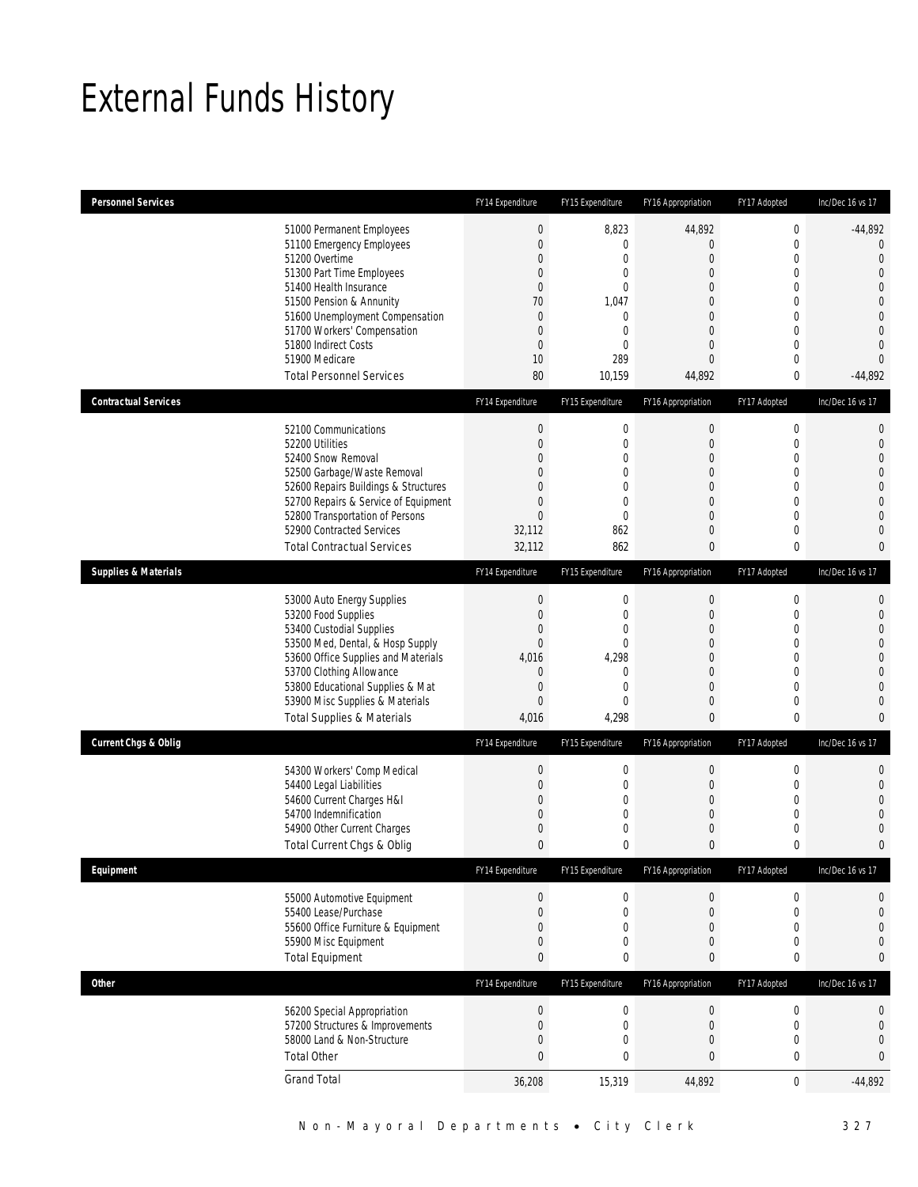# External Funds History

| Personnel Services | FY14 Expenditure | FY15 Expenditure | FY16 Appropriation | FY17 Adopted | Inc/Dec 16 vs 17 |
|---|---|---|---|---|---|
| 51000 Permanent Employees | 0 | 8,823 | 44,892 | 0 | -44,892 |
| 51100 Emergency Employees | 0 | 0 | 0 | 0 | 0 |
| 51200 Overtime | 0 | 0 | 0 | 0 | 0 |
| 51300 Part Time Employees | 0 | 0 | 0 | 0 | 0 |
| 51400 Health Insurance | 0 | 0 | 0 | 0 | 0 |
| 51500 Pension & Annunity | 70 | 1,047 | 0 | 0 | 0 |
| 51600 Unemployment Compensation | 0 | 0 | 0 | 0 | 0 |
| 51700 Workers' Compensation | 0 | 0 | 0 | 0 | 0 |
| 51800 Indirect Costs | 0 | 0 | 0 | 0 | 0 |
| 51900 Medicare | 10 | 289 | 0 | 0 | 0 |
| Total Personnel Services | 80 | 10,159 | 44,892 | 0 | -44,892 |

| Contractual Services | FY14 Expenditure | FY15 Expenditure | FY16 Appropriation | FY17 Adopted | Inc/Dec 16 vs 17 |
|---|---|---|---|---|---|
| 52100 Communications | 0 | 0 | 0 | 0 | 0 |
| 52200 Utilities | 0 | 0 | 0 | 0 | 0 |
| 52400 Snow Removal | 0 | 0 | 0 | 0 | 0 |
| 52500 Garbage/Waste Removal | 0 | 0 | 0 | 0 | 0 |
| 52600 Repairs Buildings & Structures | 0 | 0 | 0 | 0 | 0 |
| 52700 Repairs & Service of Equipment | 0 | 0 | 0 | 0 | 0 |
| 52800 Transportation of Persons | 0 | 0 | 0 | 0 | 0 |
| 52900 Contracted Services | 32,112 | 862 | 0 | 0 | 0 |
| Total Contractual Services | 32,112 | 862 | 0 | 0 | 0 |

| Supplies & Materials | FY14 Expenditure | FY15 Expenditure | FY16 Appropriation | FY17 Adopted | Inc/Dec 16 vs 17 |
|---|---|---|---|---|---|
| 53000 Auto Energy Supplies | 0 | 0 | 0 | 0 | 0 |
| 53200 Food Supplies | 0 | 0 | 0 | 0 | 0 |
| 53400 Custodial Supplies | 0 | 0 | 0 | 0 | 0 |
| 53500 Med, Dental, & Hosp Supply | 0 | 0 | 0 | 0 | 0 |
| 53600 Office Supplies and Materials | 4,016 | 4,298 | 0 | 0 | 0 |
| 53700 Clothing Allowance | 0 | 0 | 0 | 0 | 0 |
| 53800 Educational Supplies & Mat | 0 | 0 | 0 | 0 | 0 |
| 53900 Misc Supplies & Materials | 0 | 0 | 0 | 0 | 0 |
| Total Supplies & Materials | 4,016 | 4,298 | 0 | 0 | 0 |

| Current Chgs & Oblig | FY14 Expenditure | FY15 Expenditure | FY16 Appropriation | FY17 Adopted | Inc/Dec 16 vs 17 |
|---|---|---|---|---|---|
| 54300 Workers' Comp Medical | 0 | 0 | 0 | 0 | 0 |
| 54400 Legal Liabilities | 0 | 0 | 0 | 0 | 0 |
| 54600 Current Charges H&I | 0 | 0 | 0 | 0 | 0 |
| 54700 Indemnification | 0 | 0 | 0 | 0 | 0 |
| 54900 Other Current Charges | 0 | 0 | 0 | 0 | 0 |
| Total Current Chgs & Oblig | 0 | 0 | 0 | 0 | 0 |

| Equipment | FY14 Expenditure | FY15 Expenditure | FY16 Appropriation | FY17 Adopted | Inc/Dec 16 vs 17 |
|---|---|---|---|---|---|
| 55000 Automotive Equipment | 0 | 0 | 0 | 0 | 0 |
| 55400 Lease/Purchase | 0 | 0 | 0 | 0 | 0 |
| 55600 Office Furniture & Equipment | 0 | 0 | 0 | 0 | 0 |
| 55900 Misc Equipment | 0 | 0 | 0 | 0 | 0 |
| Total Equipment | 0 | 0 | 0 | 0 | 0 |

| Other | FY14 Expenditure | FY15 Expenditure | FY16 Appropriation | FY17 Adopted | Inc/Dec 16 vs 17 |
|---|---|---|---|---|---|
| 56200 Special Appropriation | 0 | 0 | 0 | 0 | 0 |
| 57200 Structures & Improvements | 0 | 0 | 0 | 0 | 0 |
| 58000 Land & Non-Structure | 0 | 0 | 0 | 0 | 0 |
| Total Other | 0 | 0 | 0 | 0 | 0 |
| Grand Total | 36,208 | 15,319 | 44,892 | 0 | -44,892 |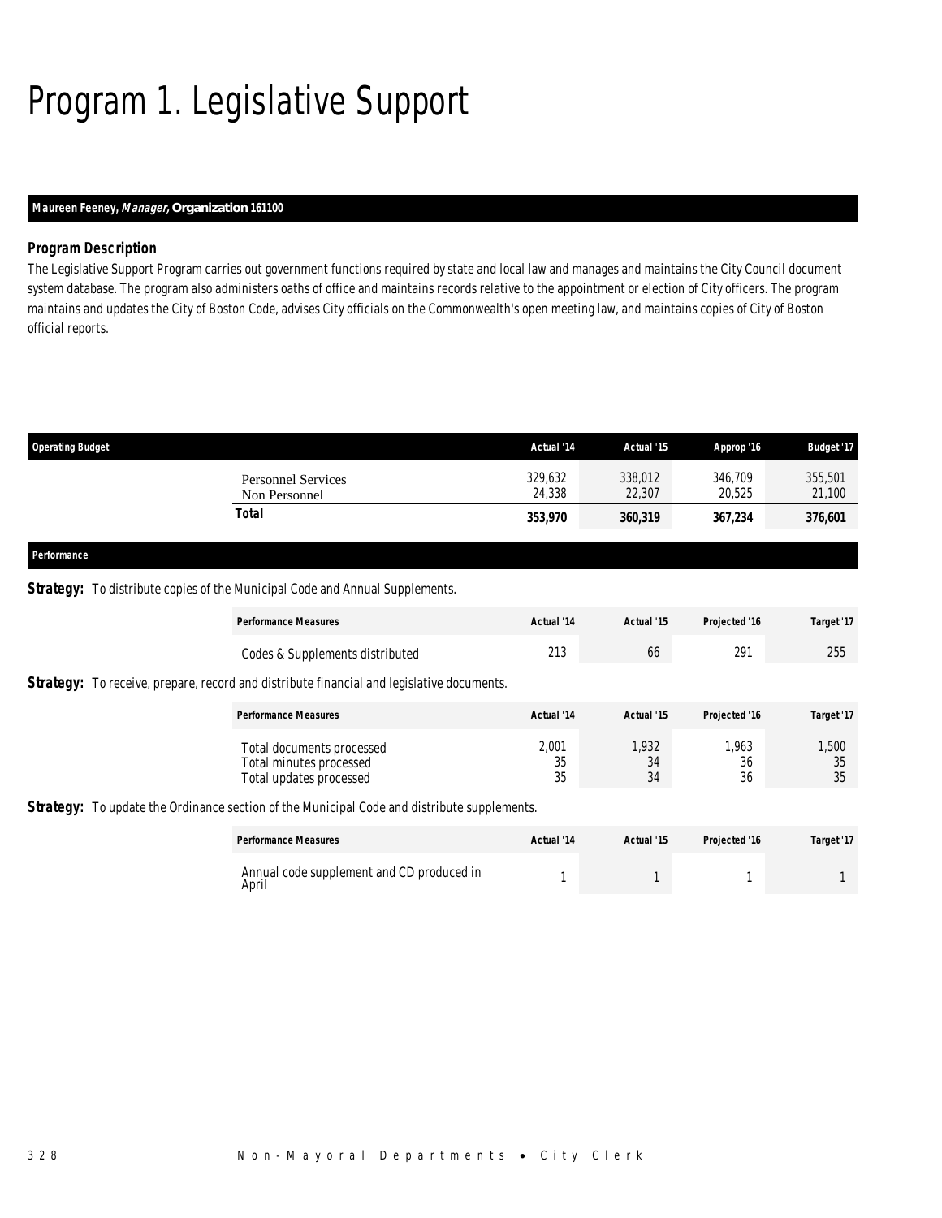# Program 1. Legislative Support

**Maureen Feeney, *Manager,* Organization 161100**

### Program Description

The Legislative Support Program carries out government functions required by state and local law and manages and maintains the City Council document system database. The program also administers oaths of office and maintains records relative to the appointment or election of City officers. The program maintains and updates the City of Boston Code, advises City officials on the Commonwealth's open meeting law, and maintains copies of City of Boston official reports.

| Operating Budget | Actual '14 | Actual '15 | Approp '16 | Budget '17 |
|---|---|---|---|---|
| Personnel Services | 329,632 | 338,012 | 346,709 | 355,501 |
| Non Personnel | 24,338 | 22,307 | 20,525 | 21,100 |
| **Total** | **353,970** | **360,319** | **367,234** | **376,601** |

### Performance

**Strategy:** To distribute copies of the Municipal Code and Annual Supplements.

| Performance Measures | Actual '14 | Actual '15 | Projected '16 | Target '17 |
|---|---|---|---|---|
| Codes & Supplements distributed | 213 | 66 | 291 | 255 |

**Strategy:** To receive, prepare, record and distribute financial and legislative documents.

| Performance Measures | Actual '14 | Actual '15 | Projected '16 | Target '17 |
|---|---|---|---|---|
| Total documents processed | 2,001 | 1,932 | 1,963 | 1,500 |
| Total minutes processed | 35 | 34 | 36 | 35 |
| Total updates processed | 35 | 34 | 36 | 35 |

**Strategy:** To update the Ordinance section of the Municipal Code and distribute supplements.

| Performance Measures | Actual '14 | Actual '15 | Projected '16 | Target '17 |
|---|---|---|---|---|
| Annual code supplement and CD produced in April | 1 | 1 | 1 | 1 |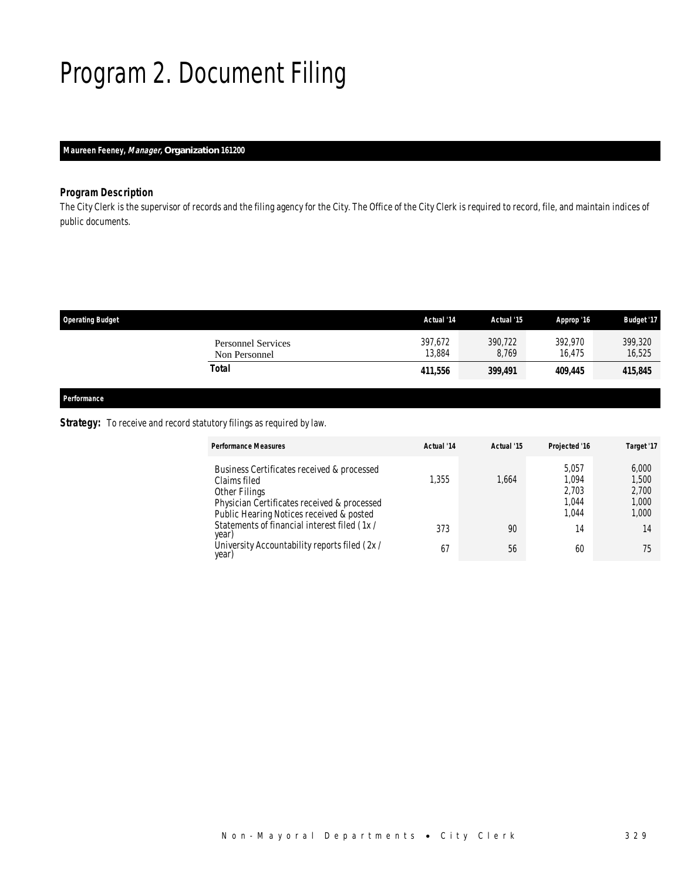# Program 2. Document Filing

**Maureen Feeney, *Manager,* Organization 161200**

### *Program Description*

*The City Clerk is the supervisor of records and the filing agency for the City. The Office of the City Clerk is required to record, file, and maintain indices of public documents.*

| Operating Budget | Actual '14 | Actual '15 | Approp '16 | Budget '17 |
|---|---|---|---|---|
| Personnel Services | 397,672 | 390,722 | 392,970 | 399,320 |
| Non Personnel | 13,884 | 8,769 | 16,475 | 16,525 |
| **Total** | **411,556** | **399,491** | **409,445** | **415,845** |

### *Performance*

**Strategy:** To receive and record statutory filings as required by law.

| Performance Measures | Actual '14 | Actual '15 | Projected '16 | Target '17 |
|---|---|---|---|---|
| Business Certificates received & processed | | | 5,057 | 6,000 |
| Claims filed | 1,355 | 1,664 | 1,094 | 1,500 |
| Other Filings | | | 2,703 | 2,700 |
| Physician Certificates received & processed | | | 1,044 | 1,000 |
| Public Hearing Notices received & posted | | | 1,044 | 1,000 |
| Statements of financial interest filed (1x / year) | 373 | 90 | 14 | 14 |
| University Accountability reports filed (2x / year) | 67 | 56 | 60 | 75 |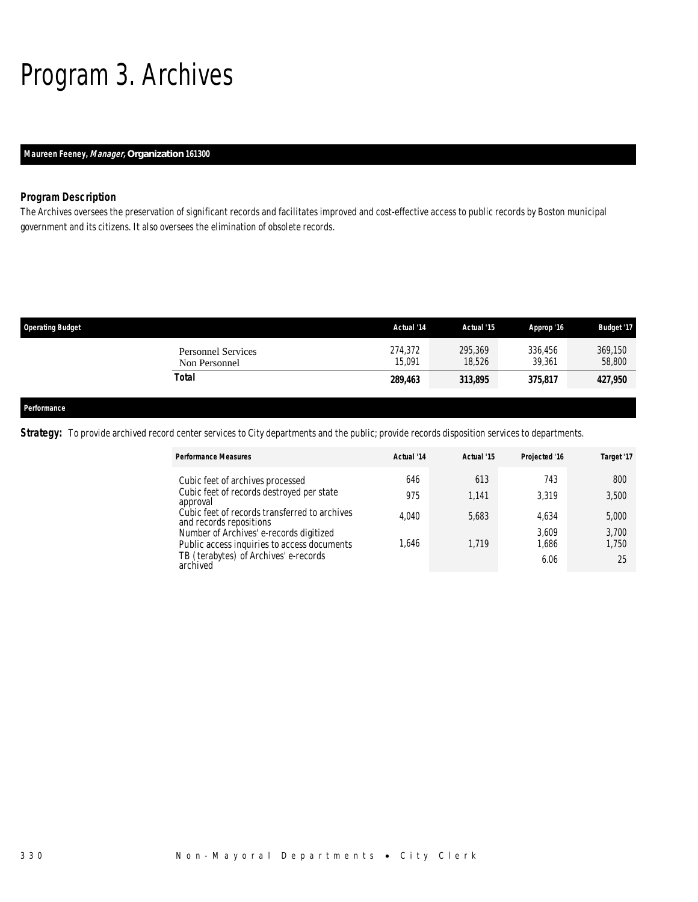# Program 3. Archives

**Maureen Feeney, *Manager,* Organization 161300**

### *Program Description*

The Archives oversees the preservation of significant records and facilitates improved and cost-effective access to public records by Boston municipal government and its citizens. It also oversees the elimination of obsolete records.

| Operating Budget | Actual '14 | Actual '15 | Approp '16 | Budget '17 |
|---|---|---|---|---|
| Personnel Services | 274,372 | 295,369 | 336,456 | 369,150 |
| Non Personnel | 15,091 | 18,526 | 39,361 | 58,800 |
| **Total** | **289,463** | **313,895** | **375,817** | **427,950** |

**Performance**

***Strategy:*** To provide archived record center services to City departments and the public; provide records disposition services to departments.

| Performance Measures | Actual '14 | Actual '15 | Projected '16 | Target '17 |
|---|---|---|---|---|
| Cubic feet of archives processed | 646 | 613 | 743 | 800 |
| Cubic feet of records destroyed per state approval | 975 | 1,141 | 3,319 | 3,500 |
| Cubic feet of records transferred to archives and records repositions | 4,040 | 5,683 | 4,634 | 5,000 |
| Number of Archives' e-records digitized | | | 3,609 | 3,700 |
| Public access inquiries to access documents | 1,646 | 1,719 | 1,686 | 1,750 |
| TB (terabytes) of Archives' e-records archived | | | 6.06 | 25 |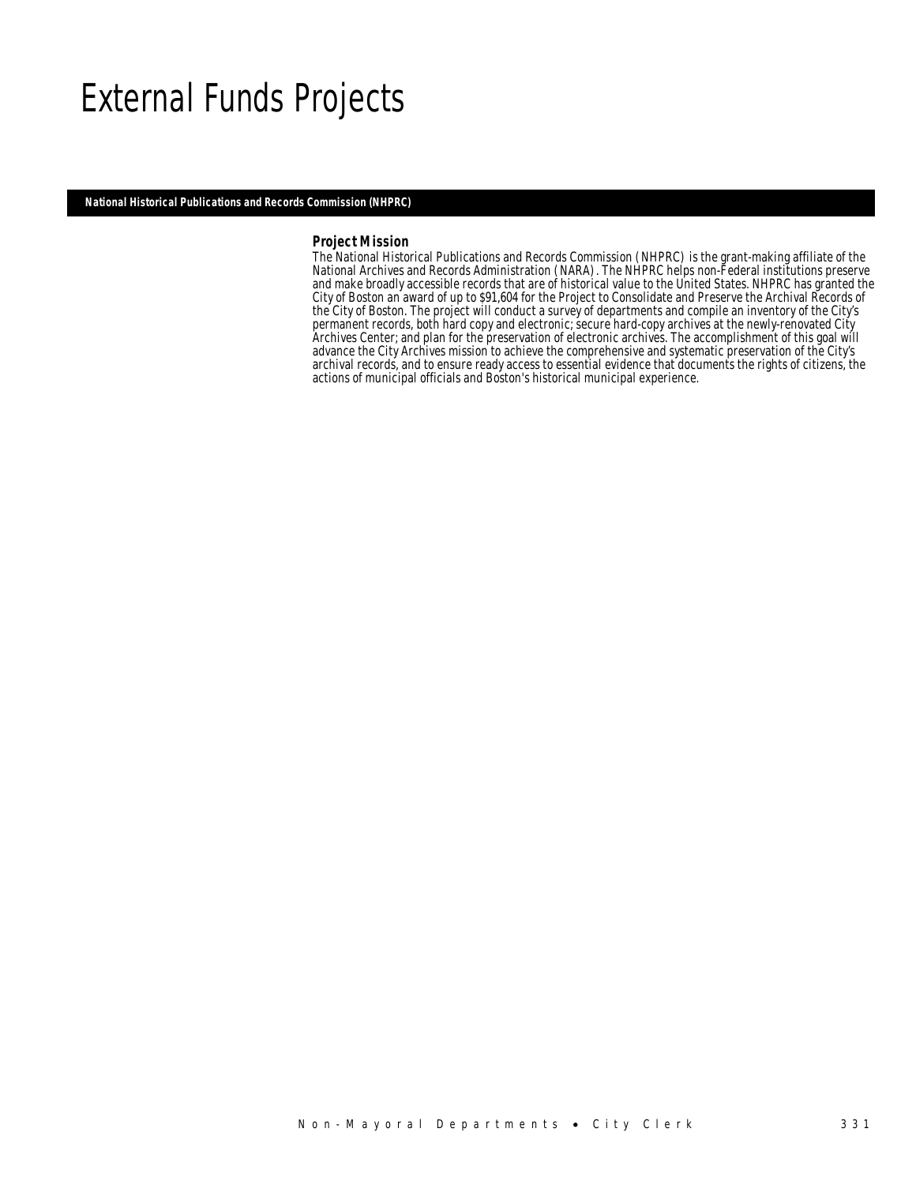# External Funds Projects

## National Historical Publications and Records Commission (NHPRC)

### Project Mission

The National Historical Publications and Records Commission (NHPRC) is the grant-making affiliate of the National Archives and Records Administration (NARA). The NHPRC helps non-Federal institutions preserve and make broadly accessible records that are of historical value to the United States. NHPRC has granted the City of Boston an award of up to $91,604 for the Project to Consolidate and Preserve the Archival Records of the City of Boston. The project will conduct a survey of departments and compile an inventory of the City's permanent records, both hard copy and electronic; secure hard-copy archives at the newly-renovated City Archives Center; and plan for the preservation of electronic archives. The accomplishment of this goal will advance the City Archives mission to achieve the comprehensive and systematic preservation of the City's archival records, and to ensure ready access to essential evidence that documents the rights of citizens, the actions of municipal officials and Boston's historical municipal experience.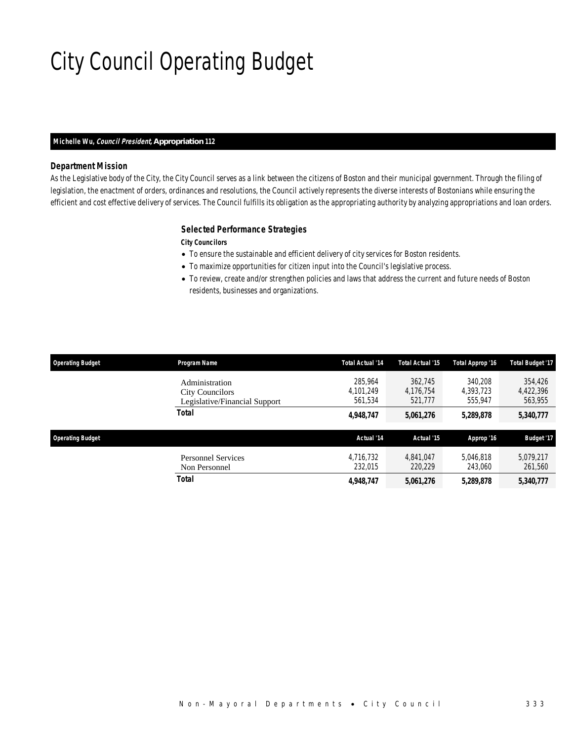# City Council Operating Budget

**Michelle Wu, *Council President*, Appropriation 112**

### Department Mission

As the Legislative body of the City, the City Council serves as a link between the citizens of Boston and their municipal government. Through the filing of legislation, the enactment of orders, ordinances and resolutions, the Council actively represents the diverse interests of Bostonians while ensuring the efficient and cost effective delivery of services. The Council fulfills its obligation as the appropriating authority by analyzing appropriations and loan orders.

### Selected Performance Strategies

**City Councilors**

- To ensure the sustainable and efficient delivery of city services for Boston residents.
- To maximize opportunities for citizen input into the Council's legislative process.
- To review, create and/or strengthen policies and laws that address the current and future needs of Boston residents, businesses and organizations.

| Operating Budget | Program Name | Total Actual '14 | Total Actual '15 | Total Approp '16 | Total Budget '17 |
|---|---|---|---|---|---|
| | Administration | 285,964 | 362,745 | 340,208 | 354,426 |
| | City Councilors | 4,101,249 | 4,176,754 | 4,393,723 | 4,422,396 |
| | Legislative/Financial Support | 561,534 | 521,777 | 555,947 | 563,955 |
| | **Total** | **4,948,747** | **5,061,276** | **5,289,878** | **5,340,777** |

| Operating Budget | | Actual '14 | Actual '15 | Approp '16 | Budget '17 |
|---|---|---|---|---|---|
| | Personnel Services | 4,716,732 | 4,841,047 | 5,046,818 | 5,079,217 |
| | Non Personnel | 232,015 | 220,229 | 243,060 | 261,560 |
| | **Total** | **4,948,747** | **5,061,276** | **5,289,878** | **5,340,777** |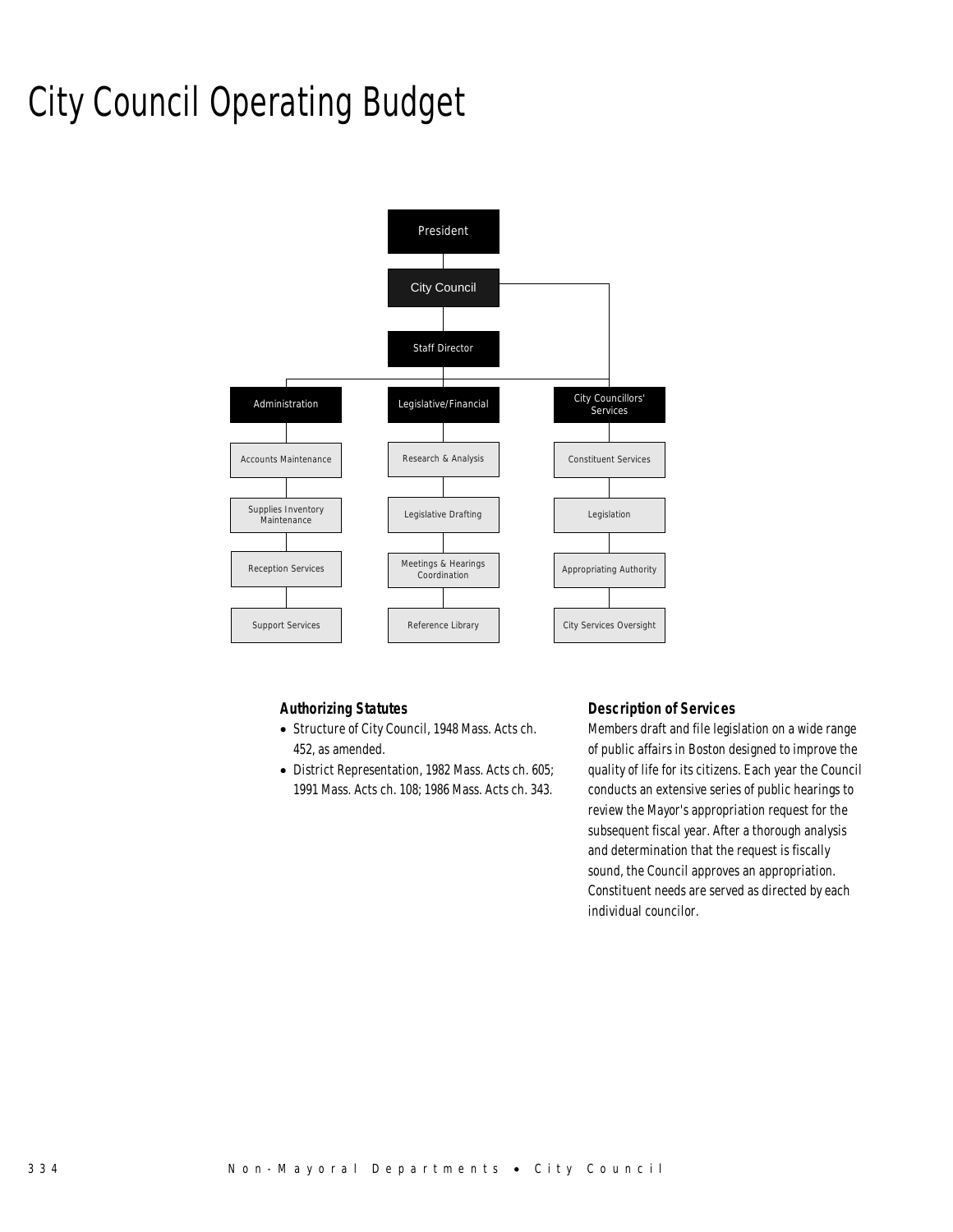# City Council Operating Budget

- President
  - City Council
    - Staff Director
      - Administration
        - Accounts Maintenance
        - Supplies Inventory Maintenance
        - Reception Services
        - Support Services
      - Legislative/Financial
        - Research & Analysis
        - Legislative Drafting
        - Meetings & Hearings Coordination
        - Reference Library
    - City Councillors' Services
      - Constituent Services
      - Legislation
      - Appropriating Authority
      - City Services Oversight

### Authorizing Statutes

- Structure of City Council, 1948 Mass. Acts ch. 452, as amended.
- District Representation, 1982 Mass. Acts ch. 605; 1991 Mass. Acts ch. 108; 1986 Mass. Acts ch. 343.

### Description of Services

Members draft and file legislation on a wide range of public affairs in Boston designed to improve the quality of life for its citizens. Each year the Council conducts an extensive series of public hearings to review the Mayor's appropriation request for the subsequent fiscal year. After a thorough analysis and determination that the request is fiscally sound, the Council approves an appropriation. Constituent needs are served as directed by each individual councilor.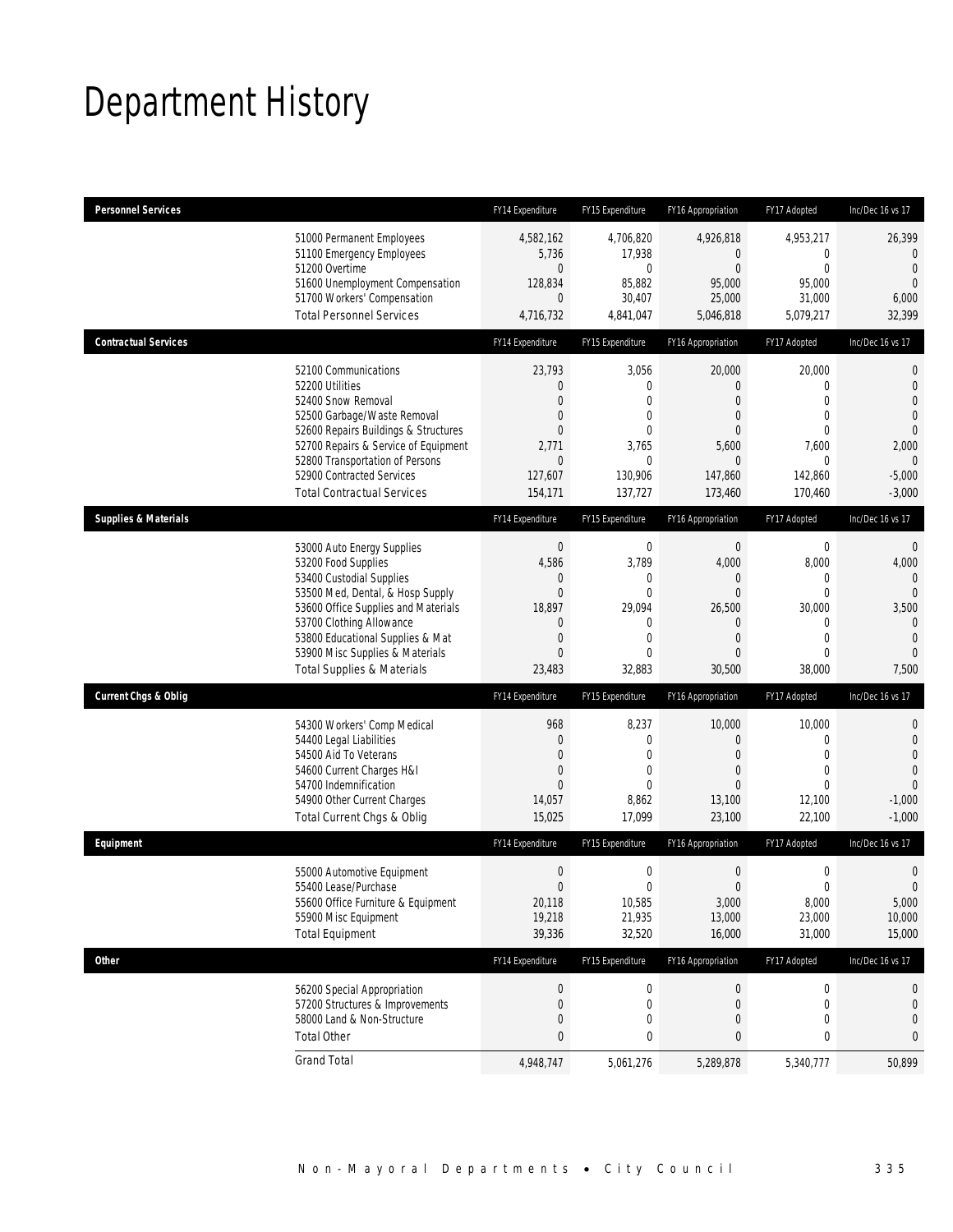# Department History

| Personnel Services | FY14 Expenditure | FY15 Expenditure | FY16 Appropriation | FY17 Adopted | Inc/Dec 16 vs 17 |
|---|---|---|---|---|---|
| 51000 Permanent Employees | 4,582,162 | 4,706,820 | 4,926,818 | 4,953,217 | 26,399 |
| 51100 Emergency Employees | 5,736 | 17,938 | 0 | 0 | 0 |
| 51200 Overtime | 0 | 0 | 0 | 0 | 0 |
| 51600 Unemployment Compensation | 128,834 | 85,882 | 95,000 | 95,000 | 0 |
| 51700 Workers' Compensation | 0 | 30,407 | 25,000 | 31,000 | 6,000 |
| Total Personnel Services | 4,716,732 | 4,841,047 | 5,046,818 | 5,079,217 | 32,399 |

| Contractual Services | FY14 Expenditure | FY15 Expenditure | FY16 Appropriation | FY17 Adopted | Inc/Dec 16 vs 17 |
|---|---|---|---|---|---|
| 52100 Communications | 23,793 | 3,056 | 20,000 | 20,000 | 0 |
| 52200 Utilities | 0 | 0 | 0 | 0 | 0 |
| 52400 Snow Removal | 0 | 0 | 0 | 0 | 0 |
| 52500 Garbage/Waste Removal | 0 | 0 | 0 | 0 | 0 |
| 52600 Repairs Buildings & Structures | 0 | 0 | 0 | 0 | 0 |
| 52700 Repairs & Service of Equipment | 2,771 | 3,765 | 5,600 | 7,600 | 2,000 |
| 52800 Transportation of Persons | 0 | 0 | 0 | 0 | 0 |
| 52900 Contracted Services | 127,607 | 130,906 | 147,860 | 142,860 | -5,000 |
| Total Contractual Services | 154,171 | 137,727 | 173,460 | 170,460 | -3,000 |

| Supplies & Materials | FY14 Expenditure | FY15 Expenditure | FY16 Appropriation | FY17 Adopted | Inc/Dec 16 vs 17 |
|---|---|---|---|---|---|
| 53000 Auto Energy Supplies | 0 | 0 | 0 | 0 | 0 |
| 53200 Food Supplies | 4,586 | 3,789 | 4,000 | 8,000 | 4,000 |
| 53400 Custodial Supplies | 0 | 0 | 0 | 0 | 0 |
| 53500 Med, Dental, & Hosp Supply | 0 | 0 | 0 | 0 | 0 |
| 53600 Office Supplies and Materials | 18,897 | 29,094 | 26,500 | 30,000 | 3,500 |
| 53700 Clothing Allowance | 0 | 0 | 0 | 0 | 0 |
| 53800 Educational Supplies & Mat | 0 | 0 | 0 | 0 | 0 |
| 53900 Misc Supplies & Materials | 0 | 0 | 0 | 0 | 0 |
| Total Supplies & Materials | 23,483 | 32,883 | 30,500 | 38,000 | 7,500 |

| Current Chgs & Oblig | FY14 Expenditure | FY15 Expenditure | FY16 Appropriation | FY17 Adopted | Inc/Dec 16 vs 17 |
|---|---|---|---|---|---|
| 54300 Workers' Comp Medical | 968 | 8,237 | 10,000 | 10,000 | 0 |
| 54400 Legal Liabilities | 0 | 0 | 0 | 0 | 0 |
| 54500 Aid To Veterans | 0 | 0 | 0 | 0 | 0 |
| 54600 Current Charges H&I | 0 | 0 | 0 | 0 | 0 |
| 54700 Indemnification | 0 | 0 | 0 | 0 | 0 |
| 54900 Other Current Charges | 14,057 | 8,862 | 13,100 | 12,100 | -1,000 |
| Total Current Chgs & Oblig | 15,025 | 17,099 | 23,100 | 22,100 | -1,000 |

| Equipment | FY14 Expenditure | FY15 Expenditure | FY16 Appropriation | FY17 Adopted | Inc/Dec 16 vs 17 |
|---|---|---|---|---|---|
| 55000 Automotive Equipment | 0 | 0 | 0 | 0 | 0 |
| 55400 Lease/Purchase | 0 | 0 | 0 | 0 | 0 |
| 55600 Office Furniture & Equipment | 20,118 | 10,585 | 3,000 | 8,000 | 5,000 |
| 55900 Misc Equipment | 19,218 | 21,935 | 13,000 | 23,000 | 10,000 |
| Total Equipment | 39,336 | 32,520 | 16,000 | 31,000 | 15,000 |

| Other | FY14 Expenditure | FY15 Expenditure | FY16 Appropriation | FY17 Adopted | Inc/Dec 16 vs 17 |
|---|---|---|---|---|---|
| 56200 Special Appropriation | 0 | 0 | 0 | 0 | 0 |
| 57200 Structures & Improvements | 0 | 0 | 0 | 0 | 0 |
| 58000 Land & Non-Structure | 0 | 0 | 0 | 0 | 0 |
| Total Other | 0 | 0 | 0 | 0 | 0 |
| Grand Total | 4,948,747 | 5,061,276 | 5,289,878 | 5,340,777 | 50,899 |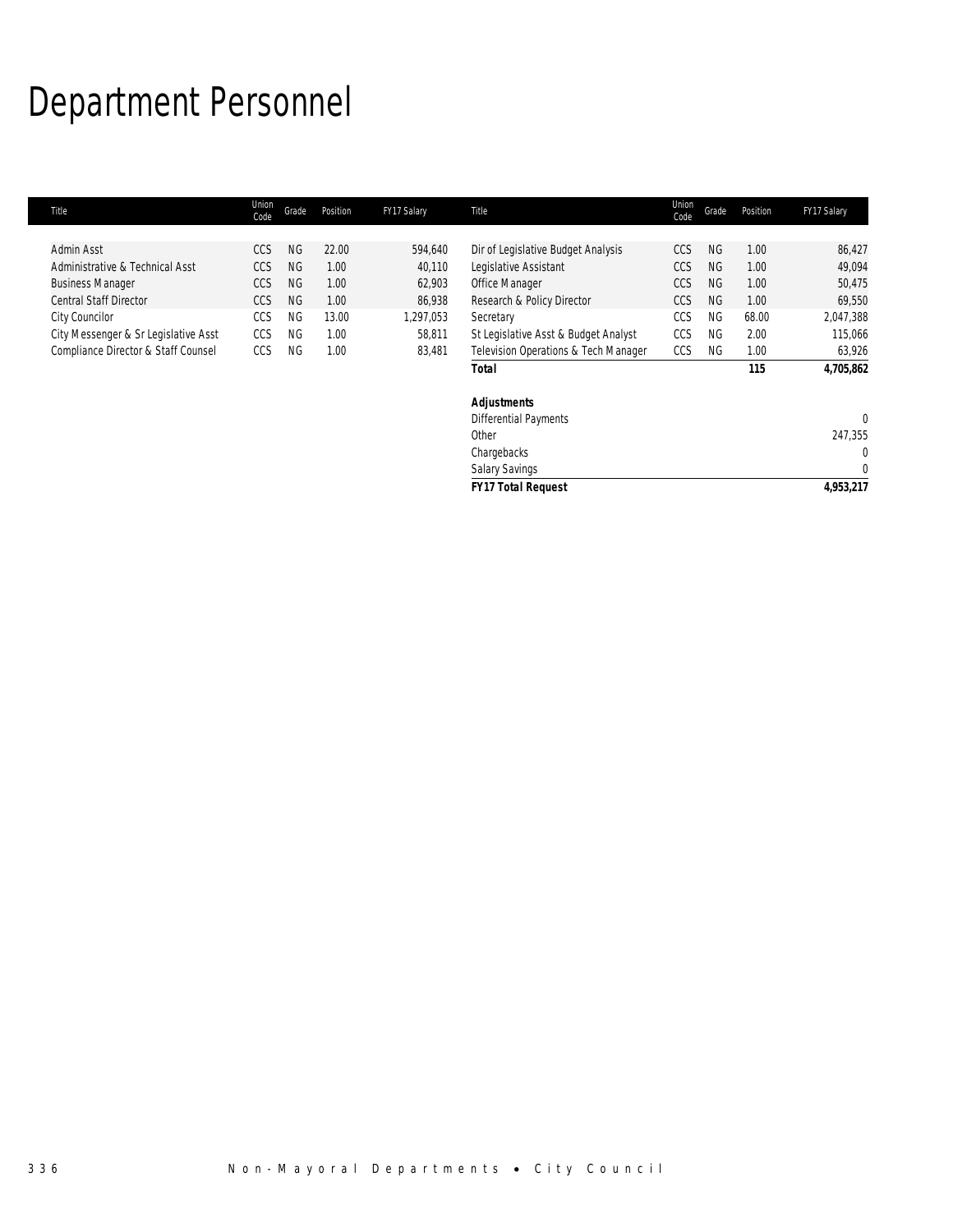# Department Personnel

| Title | Union Code | Grade | Position | FY17 Salary |
|---|---|---|---|---|
| Admin Asst | CCS | NG | 22.00 | 594,640 |
| Administrative & Technical Asst | CCS | NG | 1.00 | 40,110 |
| Business Manager | CCS | NG | 1.00 | 62,903 |
| Central Staff Director | CCS | NG | 1.00 | 86,938 |
| City Councilor | CCS | NG | 13.00 | 1,297,053 |
| City Messenger & Sr Legislative Asst | CCS | NG | 1.00 | 58,811 |
| Compliance Director & Staff Counsel | CCS | NG | 1.00 | 83,481 |
| Dir of Legislative Budget Analysis | CCS | NG | 1.00 | 86,427 |
| Legislative Assistant | CCS | NG | 1.00 | 49,094 |
| Office Manager | CCS | NG | 1.00 | 50,475 |
| Research & Policy Director | CCS | NG | 1.00 | 69,550 |
| Secretary | CCS | NG | 68.00 | 2,047,388 |
| St Legislative Asst & Budget Analyst | CCS | NG | 2.00 | 115,066 |
| Television Operations & Tech Manager | CCS | NG | 1.00 | 63,926 |
| ***Total*** | | | **115** | ***4,705,862*** |
| | | | | |
| ***Adjustments*** | | | | |
| Differential Payments | | | | 0 |
| Other | | | | 247,355 |
| Chargebacks | | | | 0 |
| Salary Savings | | | | 0 |
| ***FY17 Total Request*** | | | | ***4,953,217*** |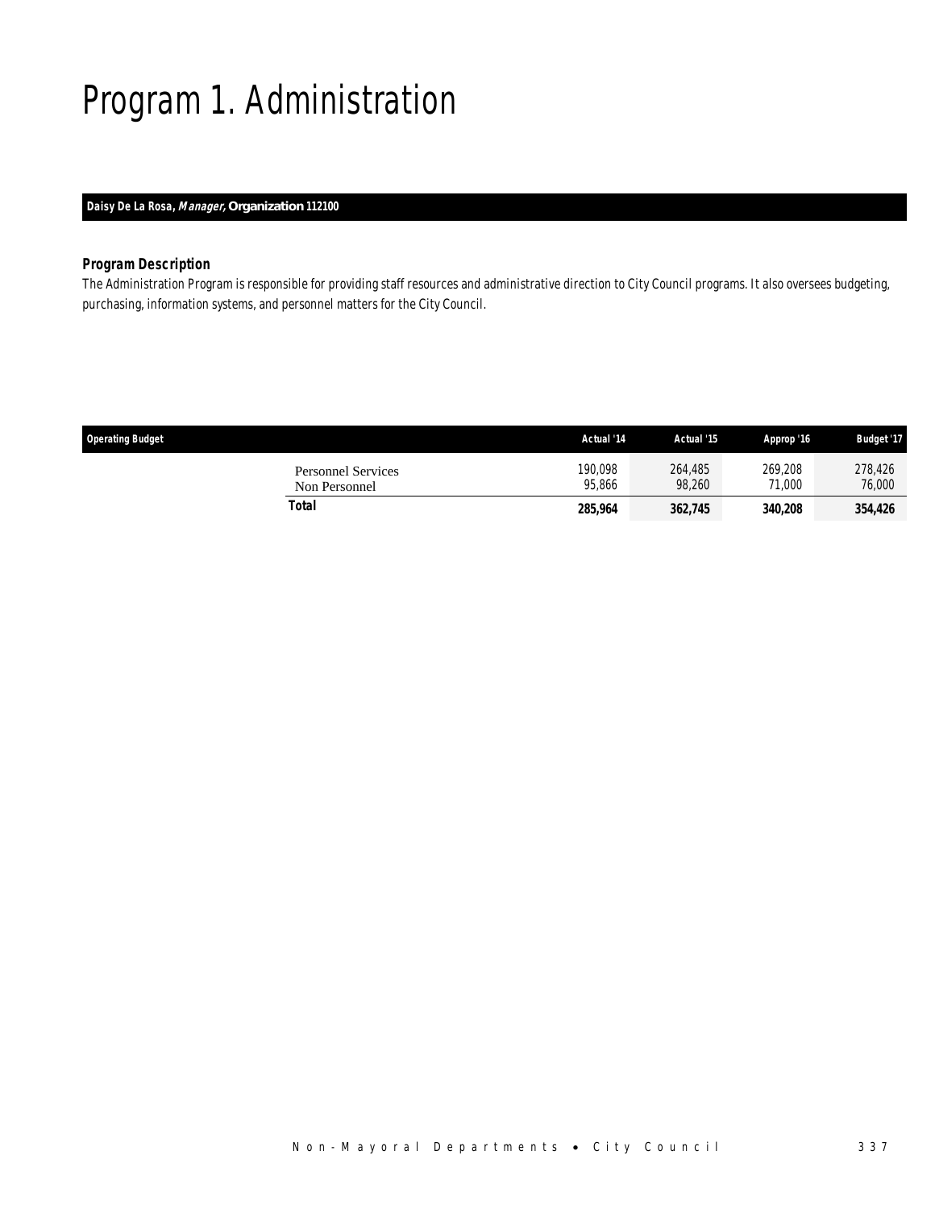# Program 1. Administration

**Daisy De La Rosa, *Manager,* Organization 112100**

### *Program Description*

*The Administration Program is responsible for providing staff resources and administrative direction to City Council programs. It also oversees budgeting, purchasing, information systems, and personnel matters for the City Council.*

| Operating Budget | Actual '14 | Actual '15 | Approp '16 | Budget '17 |
|---|---|---|---|---|
| Personnel Services | 190,098 | 264,485 | 269,208 | 278,426 |
| Non Personnel | 95,866 | 98,260 | 71,000 | 76,000 |
| **Total** | **285,964** | **362,745** | **340,208** | **354,426** |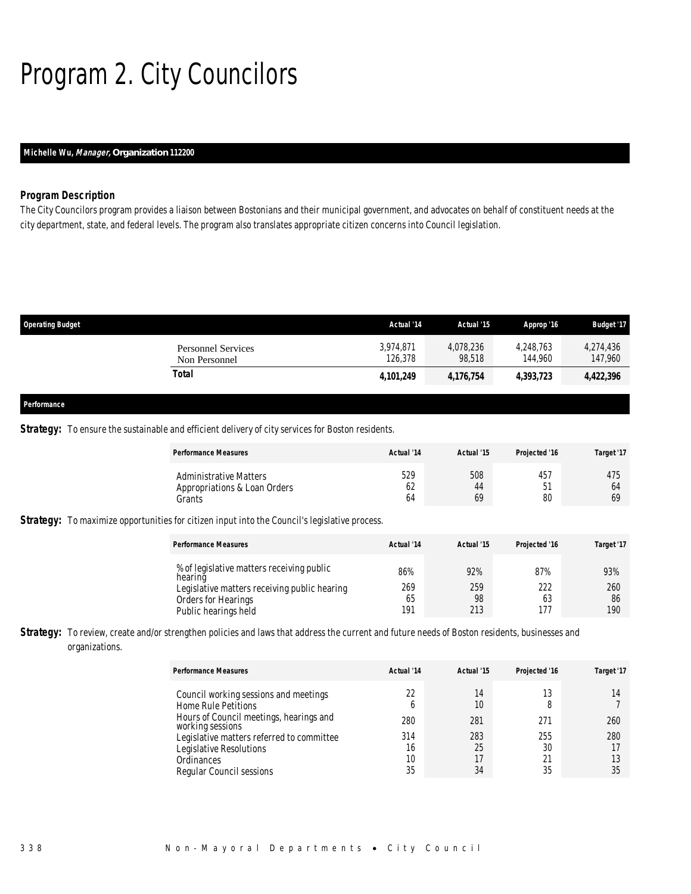# Program 2. City Councilors

**Michelle Wu, *Manager*, Organization 112200**

### *Program Description*

The City Councilors program provides a liaison between Bostonians and their municipal government, and advocates on behalf of constituent needs at the city department, state, and federal levels. The program also translates appropriate citizen concerns into Council legislation.

| Operating Budget | Actual '14 | Actual '15 | Approp '16 | Budget '17 |
|---|---|---|---|---|
| Personnel Services | 3,974,871 | 4,078,236 | 4,248,763 | 4,274,436 |
| Non Personnel | 126,378 | 98,518 | 144,960 | 147,960 |
| **Total** | **4,101,249** | **4,176,754** | **4,393,723** | **4,422,396** |

**Performance**

***Strategy:*** To ensure the sustainable and efficient delivery of city services for Boston residents.

| Performance Measures | Actual '14 | Actual '15 | Projected '16 | Target '17 |
|---|---|---|---|---|
| Administrative Matters | 529 | 508 | 457 | 475 |
| Appropriations & Loan Orders | 62 | 44 | 51 | 64 |
| Grants | 64 | 69 | 80 | 69 |

***Strategy:*** To maximize opportunities for citizen input into the Council's legislative process.

| Performance Measures | Actual '14 | Actual '15 | Projected '16 | Target '17 |
|---|---|---|---|---|
| % of legislative matters receiving public hearing | 86% | 92% | 87% | 93% |
| Legislative matters receiving public hearing | 269 | 259 | 222 | 260 |
| Orders for Hearings | 65 | 98 | 63 | 86 |
| Public hearings held | 191 | 213 | 177 | 190 |

***Strategy:*** To review, create and/or strengthen policies and laws that address the current and future needs of Boston residents, businesses and organizations.

| Performance Measures | Actual '14 | Actual '15 | Projected '16 | Target '17 |
|---|---|---|---|---|
| Council working sessions and meetings | 22 | 14 | 13 | 14 |
| Home Rule Petitions | 6 | 10 | 8 | 7 |
| Hours of Council meetings, hearings and working sessions | 280 | 281 | 271 | 260 |
| Legislative matters referred to committee | 314 | 283 | 255 | 280 |
| Legislative Resolutions | 16 | 25 | 30 | 17 |
| Ordinances | 10 | 17 | 21 | 13 |
| Regular Council sessions | 35 | 34 | 35 | 35 |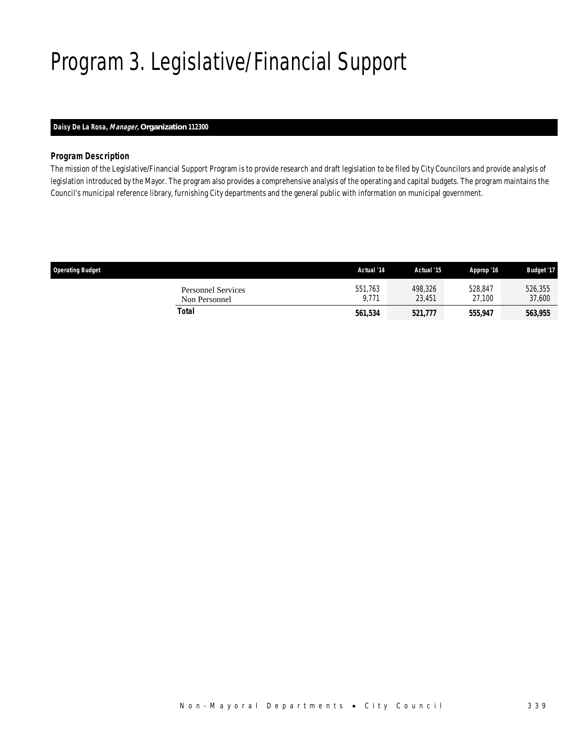# Program 3. Legislative/Financial Support

**Daisy De La Rosa, *Manager*, Organization 112300**

### Program Description

The mission of the Legislative/Financial Support Program is to provide research and draft legislation to be filed by City Councilors and provide analysis of legislation introduced by the Mayor. The program also provides a comprehensive analysis of the operating and capital budgets. The program maintains the Council's municipal reference library, furnishing City departments and the general public with information on municipal government.

| Operating Budget | Actual '14 | Actual '15 | Approp '16 | Budget '17 |
|---|---|---|---|---|
| Personnel Services | 551,763 | 498,326 | 528,847 | 526,355 |
| Non Personnel | 9,771 | 23,451 | 27,100 | 37,600 |
| **Total** | **561,534** | **521,777** | **555,947** | **563,955** |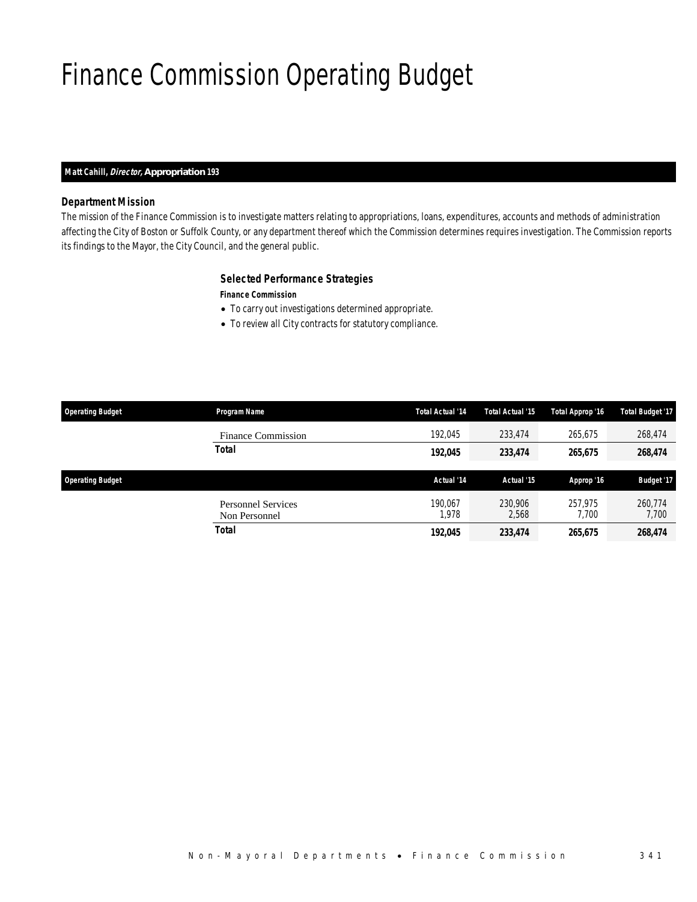# Finance Commission Operating Budget

**Matt Cahill, *Director,* Appropriation 193**

### Department Mission

*The mission of the Finance Commission is to investigate matters relating to appropriations, loans, expenditures, accounts and methods of administration affecting the City of Boston or Suffolk County, or any department thereof which the Commission determines requires investigation. The Commission reports its findings to the Mayor, the City Council, and the general public.*

### Selected Performance Strategies

**Finance Commission**

- To carry out investigations determined appropriate.
- To review all City contracts for statutory compliance.

| Operating Budget | Program Name | Total Actual '14 | Total Actual '15 | Total Approp '16 | Total Budget '17 |
|---|---|---|---|---|---|
| | Finance Commission | 192,045 | 233,474 | 265,675 | 268,474 |
| | **Total** | **192,045** | **233,474** | **265,675** | **268,474** |

| Operating Budget | | Actual '14 | Actual '15 | Approp '16 | Budget '17 |
|---|---|---|---|---|---|
| | Personnel Services | 190,067 | 230,906 | 257,975 | 260,774 |
| | Non Personnel | 1,978 | 2,568 | 7,700 | 7,700 |
| | **Total** | **192,045** | **233,474** | **265,675** | **268,474** |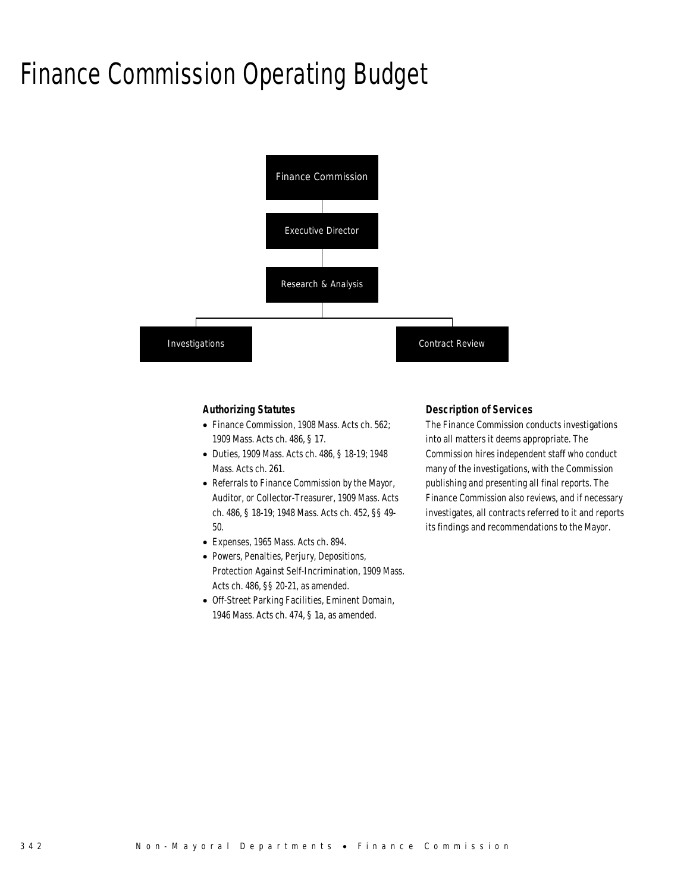# Finance Commission Operating Budget

Finance Commission

Executive Director

Research & Analysis

Investigations

Contract Review

### Authorizing Statutes

- Finance Commission, 1908 Mass. Acts ch. 562; 1909 Mass. Acts ch. 486, § 17.
- Duties, 1909 Mass. Acts ch. 486, § 18-19; 1948 Mass. Acts ch. 261.
- Referrals to Finance Commission by the Mayor, Auditor, or Collector-Treasurer, 1909 Mass. Acts ch. 486, § 18-19; 1948 Mass. Acts ch. 452, §§ 49-50.
- Expenses, 1965 Mass. Acts ch. 894.
- Powers, Penalties, Perjury, Depositions, Protection Against Self-Incrimination, 1909 Mass. Acts ch. 486, §§ 20-21, as amended.
- Off-Street Parking Facilities, Eminent Domain, 1946 Mass. Acts ch. 474, § 1a, as amended.

### Description of Services

The Finance Commission conducts investigations into all matters it deems appropriate. The Commission hires independent staff who conduct many of the investigations, with the Commission publishing and presenting all final reports. The Finance Commission also reviews, and if necessary investigates, all contracts referred to it and reports its findings and recommendations to the Mayor.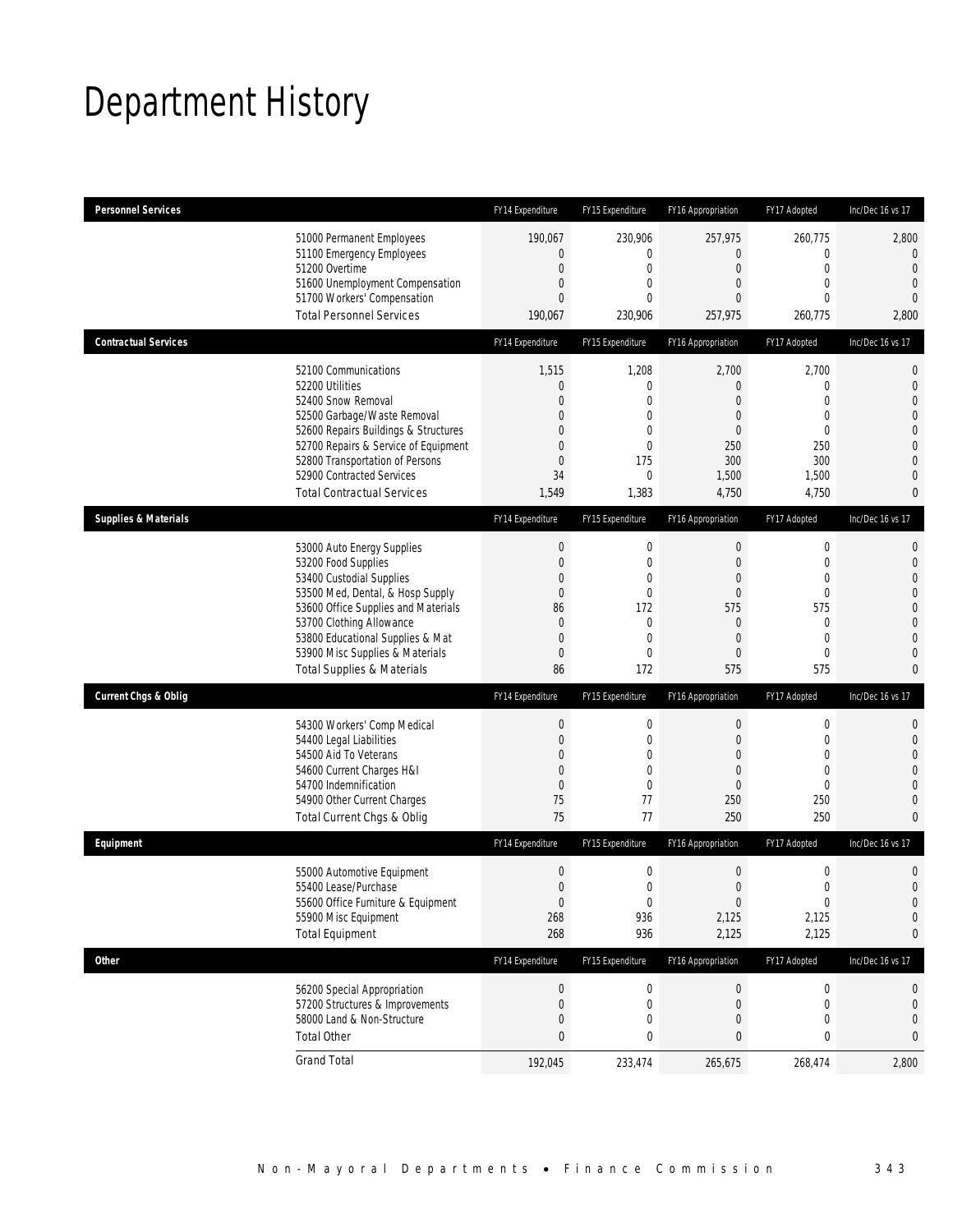# Department History

| Personnel Services | FY14 Expenditure | FY15 Expenditure | FY16 Appropriation | FY17 Adopted | Inc/Dec 16 vs 17 |
|---|---|---|---|---|---|
| 51000 Permanent Employees | 190,067 | 230,906 | 257,975 | 260,775 | 2,800 |
| 51100 Emergency Employees | 0 | 0 | 0 | 0 | 0 |
| 51200 Overtime | 0 | 0 | 0 | 0 | 0 |
| 51600 Unemployment Compensation | 0 | 0 | 0 | 0 | 0 |
| 51700 Workers' Compensation | 0 | 0 | 0 | 0 | 0 |
| Total Personnel Services | 190,067 | 230,906 | 257,975 | 260,775 | 2,800 |

| Contractual Services | FY14 Expenditure | FY15 Expenditure | FY16 Appropriation | FY17 Adopted | Inc/Dec 16 vs 17 |
|---|---|---|---|---|---|
| 52100 Communications | 1,515 | 1,208 | 2,700 | 2,700 | 0 |
| 52200 Utilities | 0 | 0 | 0 | 0 | 0 |
| 52400 Snow Removal | 0 | 0 | 0 | 0 | 0 |
| 52500 Garbage/Waste Removal | 0 | 0 | 0 | 0 | 0 |
| 52600 Repairs Buildings & Structures | 0 | 0 | 0 | 0 | 0 |
| 52700 Repairs & Service of Equipment | 0 | 0 | 250 | 250 | 0 |
| 52800 Transportation of Persons | 0 | 175 | 300 | 300 | 0 |
| 52900 Contracted Services | 34 | 0 | 1,500 | 1,500 | 0 |
| Total Contractual Services | 1,549 | 1,383 | 4,750 | 4,750 | 0 |

| Supplies & Materials | FY14 Expenditure | FY15 Expenditure | FY16 Appropriation | FY17 Adopted | Inc/Dec 16 vs 17 |
|---|---|---|---|---|---|
| 53000 Auto Energy Supplies | 0 | 0 | 0 | 0 | 0 |
| 53200 Food Supplies | 0 | 0 | 0 | 0 | 0 |
| 53400 Custodial Supplies | 0 | 0 | 0 | 0 | 0 |
| 53500 Med, Dental, & Hosp Supply | 0 | 0 | 0 | 0 | 0 |
| 53600 Office Supplies and Materials | 86 | 172 | 575 | 575 | 0 |
| 53700 Clothing Allowance | 0 | 0 | 0 | 0 | 0 |
| 53800 Educational Supplies & Mat | 0 | 0 | 0 | 0 | 0 |
| 53900 Misc Supplies & Materials | 0 | 0 | 0 | 0 | 0 |
| Total Supplies & Materials | 86 | 172 | 575 | 575 | 0 |

| Current Chgs & Oblig | FY14 Expenditure | FY15 Expenditure | FY16 Appropriation | FY17 Adopted | Inc/Dec 16 vs 17 |
|---|---|---|---|---|---|
| 54300 Workers' Comp Medical | 0 | 0 | 0 | 0 | 0 |
| 54400 Legal Liabilities | 0 | 0 | 0 | 0 | 0 |
| 54500 Aid To Veterans | 0 | 0 | 0 | 0 | 0 |
| 54600 Current Charges H&I | 0 | 0 | 0 | 0 | 0 |
| 54700 Indemnification | 0 | 0 | 0 | 0 | 0 |
| 54900 Other Current Charges | 75 | 77 | 250 | 250 | 0 |
| Total Current Chgs & Oblig | 75 | 77 | 250 | 250 | 0 |

| Equipment | FY14 Expenditure | FY15 Expenditure | FY16 Appropriation | FY17 Adopted | Inc/Dec 16 vs 17 |
|---|---|---|---|---|---|
| 55000 Automotive Equipment | 0 | 0 | 0 | 0 | 0 |
| 55400 Lease/Purchase | 0 | 0 | 0 | 0 | 0 |
| 55600 Office Furniture & Equipment | 0 | 0 | 0 | 0 | 0 |
| 55900 Misc Equipment | 268 | 936 | 2,125 | 2,125 | 0 |
| Total Equipment | 268 | 936 | 2,125 | 2,125 | 0 |

| Other | FY14 Expenditure | FY15 Expenditure | FY16 Appropriation | FY17 Adopted | Inc/Dec 16 vs 17 |
|---|---|---|---|---|---|
| 56200 Special Appropriation | 0 | 0 | 0 | 0 | 0 |
| 57200 Structures & Improvements | 0 | 0 | 0 | 0 | 0 |
| 58000 Land & Non-Structure | 0 | 0 | 0 | 0 | 0 |
| Total Other | 0 | 0 | 0 | 0 | 0 |
| Grand Total | 192,045 | 233,474 | 265,675 | 268,474 | 2,800 |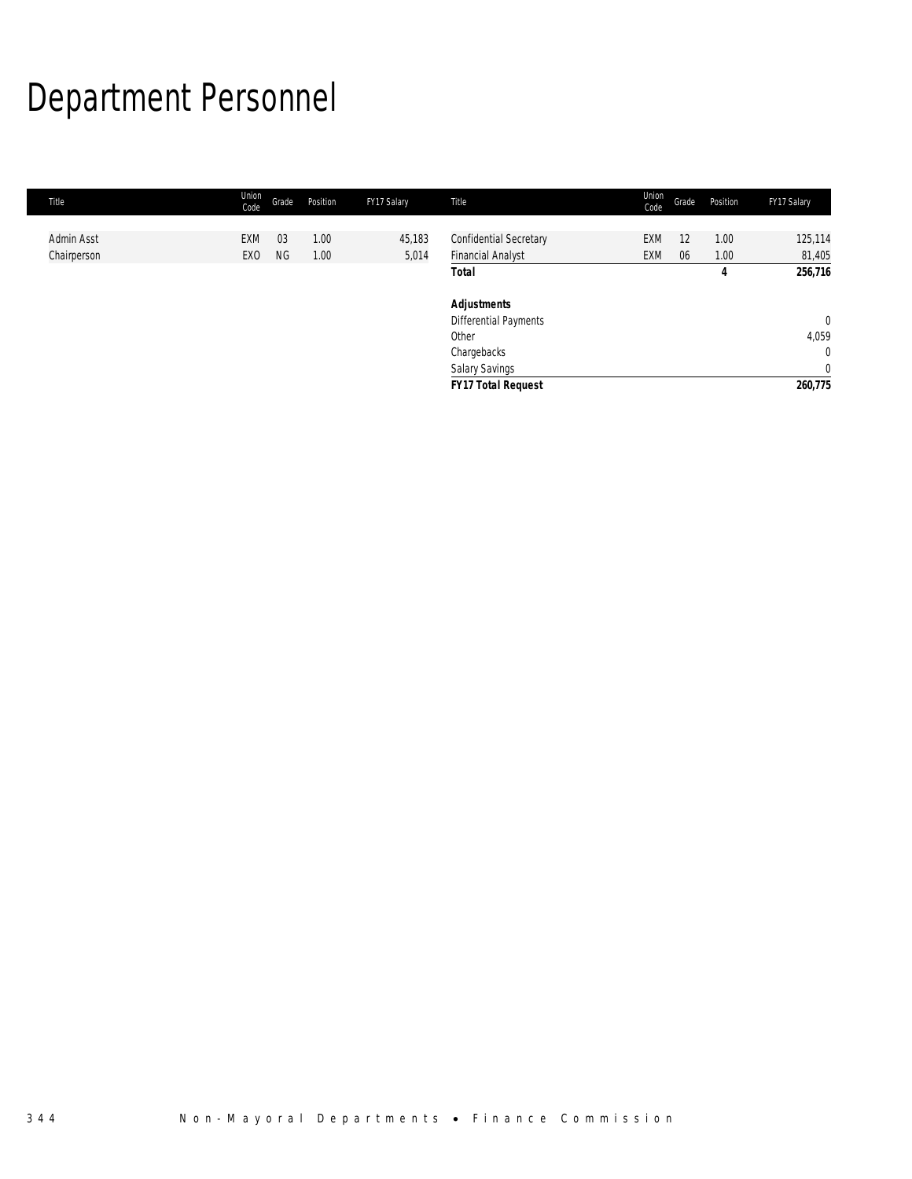# Department Personnel

| Title | Union Code | Grade | Position | FY17 Salary | Title | Union Code | Grade | Position | FY17 Salary |
|---|---|---|---|---|---|---|---|---|---|
| Admin Asst | EXM | 03 | 1.00 | 45,183 | Confidential Secretary | EXM | 12 | 1.00 | 125,114 |
| Chairperson | EXO | NG | 1.00 | 5,014 | Financial Analyst | EXM | 06 | 1.00 | 81,405 |
| | | | | | **Total** | | | **4** | **256,716** |
| | | | | | | | | | |
| | | | | | ***Adjustments*** | | | | |
| | | | | | Differential Payments | | | | 0 |
| | | | | | Other | | | | 4,059 |
| | | | | | Chargebacks | | | | 0 |
| | | | | | Salary Savings | | | | 0 |
| | | | | | ***FY17 Total Request*** | | | | **260,775** |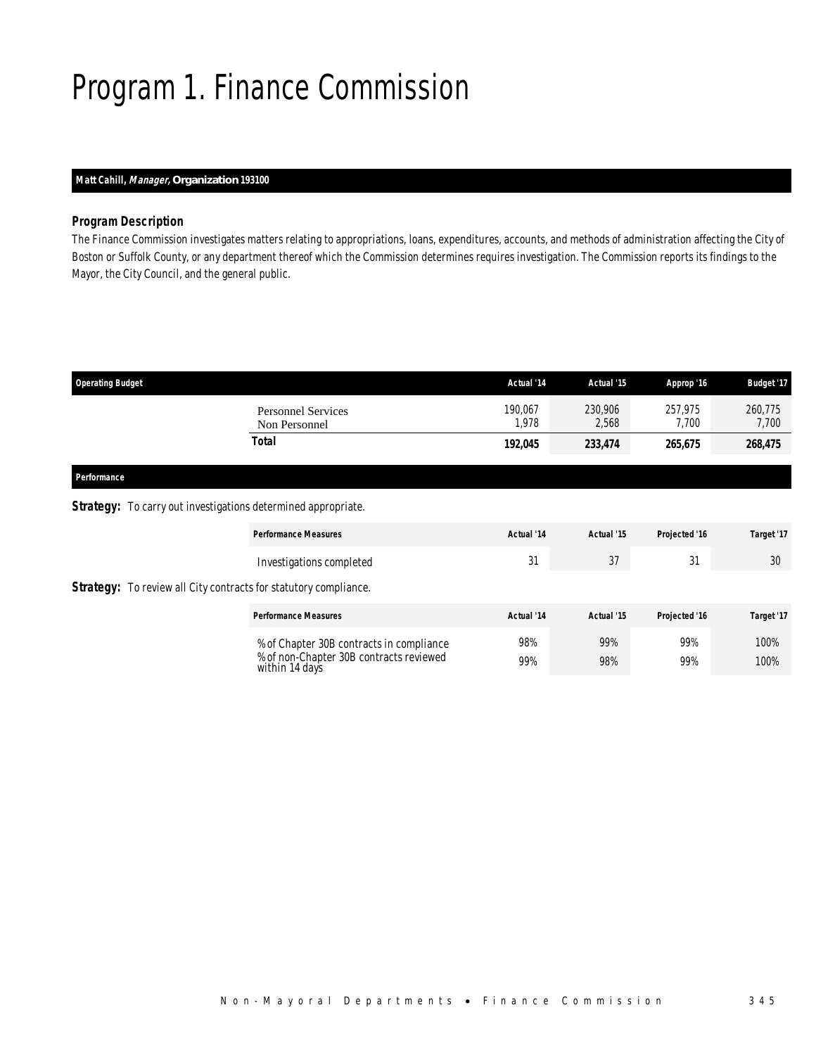# Program 1. Finance Commission

**Matt Cahill, *Manager,* Organization 193100**

### *Program Description*

*The Finance Commission investigates matters relating to appropriations, loans, expenditures, accounts, and methods of administration affecting the City of Boston or Suffolk County, or any department thereof which the Commission determines requires investigation. The Commission reports its findings to the Mayor, the City Council, and the general public.*

| Operating Budget | Actual '14 | Actual '15 | Approp '16 | Budget '17 |
|---|---|---|---|---|
| Personnel Services | 190,067 | 230,906 | 257,975 | 260,775 |
| Non Personnel | 1,978 | 2,568 | 7,700 | 7,700 |
| **Total** | **192,045** | **233,474** | **265,675** | **268,475** |

**Performance**

**Strategy:** To carry out investigations determined appropriate.

| Performance Measures | Actual '14 | Actual '15 | Projected '16 | Target '17 |
|---|---|---|---|---|
| Investigations completed | 31 | 37 | 31 | 30 |

**Strategy:** To review all City contracts for statutory compliance.

| Performance Measures | Actual '14 | Actual '15 | Projected '16 | Target '17 |
|---|---|---|---|---|
| % of Chapter 30B contracts in compliance | 98% | 99% | 99% | 100% |
| % of non-Chapter 30B contracts reviewed within 14 days | 99% | 98% | 99% | 100% |